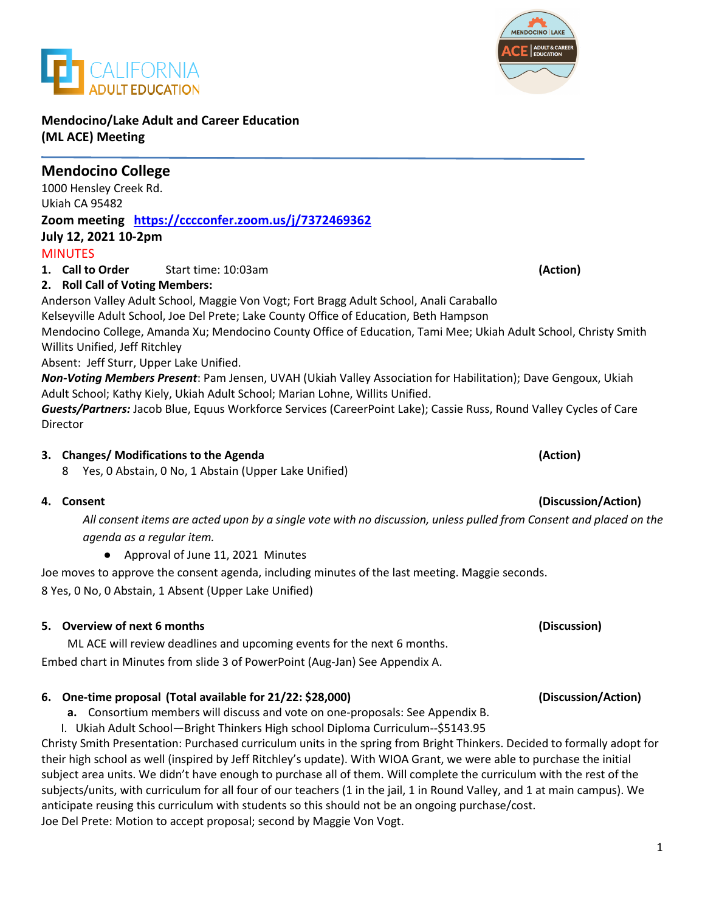**Mendocino/Lake Adult and Career Education (ML ACE) Meeting**

## Mendocino College

1000 Hensley Creek Rd.
Ukiah CA 95482

**Zoom meeting** [https://cccconfer.zoom.us/j/7372469362](https://cccconfer.zoom.us/j/7372469362)

**July 12, 2021 10-2pm**

MINUTES

1. **Call to Order** Start time: 10:03am **(Action)**
2. **Roll Call of Voting Members:**

Anderson Valley Adult School, Maggie Von Vogt; Fort Bragg Adult School, Anali Caraballo
Kelseyville Adult School, Joe Del Prete; Lake County Office of Education, Beth Hampson
Mendocino College, Amanda Xu; Mendocino County Office of Education, Tami Mee; Ukiah Adult School, Christy Smith
Willits Unified, Jeff Ritchley
Absent: Jeff Sturr, Upper Lake Unified.

***Non-Voting Members Present***: Pam Jensen, UVAH (Ukiah Valley Association for Habilitation); Dave Gengoux, Ukiah Adult School; Kathy Kiely, Ukiah Adult School; Marian Lohne, Willits Unified.

***Guests/Partners:*** Jacob Blue, Equus Workforce Services (CareerPoint Lake); Cassie Russ, Round Valley Cycles of Care Director

3. **Changes/ Modifications to the Agenda** **(Action)**

   8 Yes, 0 Abstain, 0 No, 1 Abstain (Upper Lake Unified)

4. **Consent** **(Discussion/Action)**

   *All consent items are acted upon by a single vote with no discussion, unless pulled from Consent and placed on the agenda as a regular item.*

   - Approval of June 11, 2021 Minutes

Joe moves to approve the consent agenda, including minutes of the last meeting. Maggie seconds.
8 Yes, 0 No, 0 Abstain, 1 Absent (Upper Lake Unified)

5. **Overview of next 6 months** **(Discussion)**

   ML ACE will review deadlines and upcoming events for the next 6 months.

Embed chart in Minutes from slide 3 of PowerPoint (Aug-Jan) See Appendix A.

6. **One-time proposal (Total available for 21/22: $28,000)** **(Discussion/Action)**

   **a.** Consortium members will discuss and vote on one-proposals: See Appendix B.

   I. Ukiah Adult School—Bright Thinkers High school Diploma Curriculum--$5143.95

Christy Smith Presentation: Purchased curriculum units in the spring from Bright Thinkers. Decided to formally adopt for their high school as well (inspired by Jeff Ritchley's update). With WIOA Grant, we were able to purchase the initial subject area units. We didn't have enough to purchase all of them. Will complete the curriculum with the rest of the subjects/units, with curriculum for all four of our teachers (1 in the jail, 1 in Round Valley, and 1 at main campus). We anticipate reusing this curriculum with students so this should not be an ongoing purchase/cost.
Joe Del Prete: Motion to accept proposal; second by Maggie Von Vogt.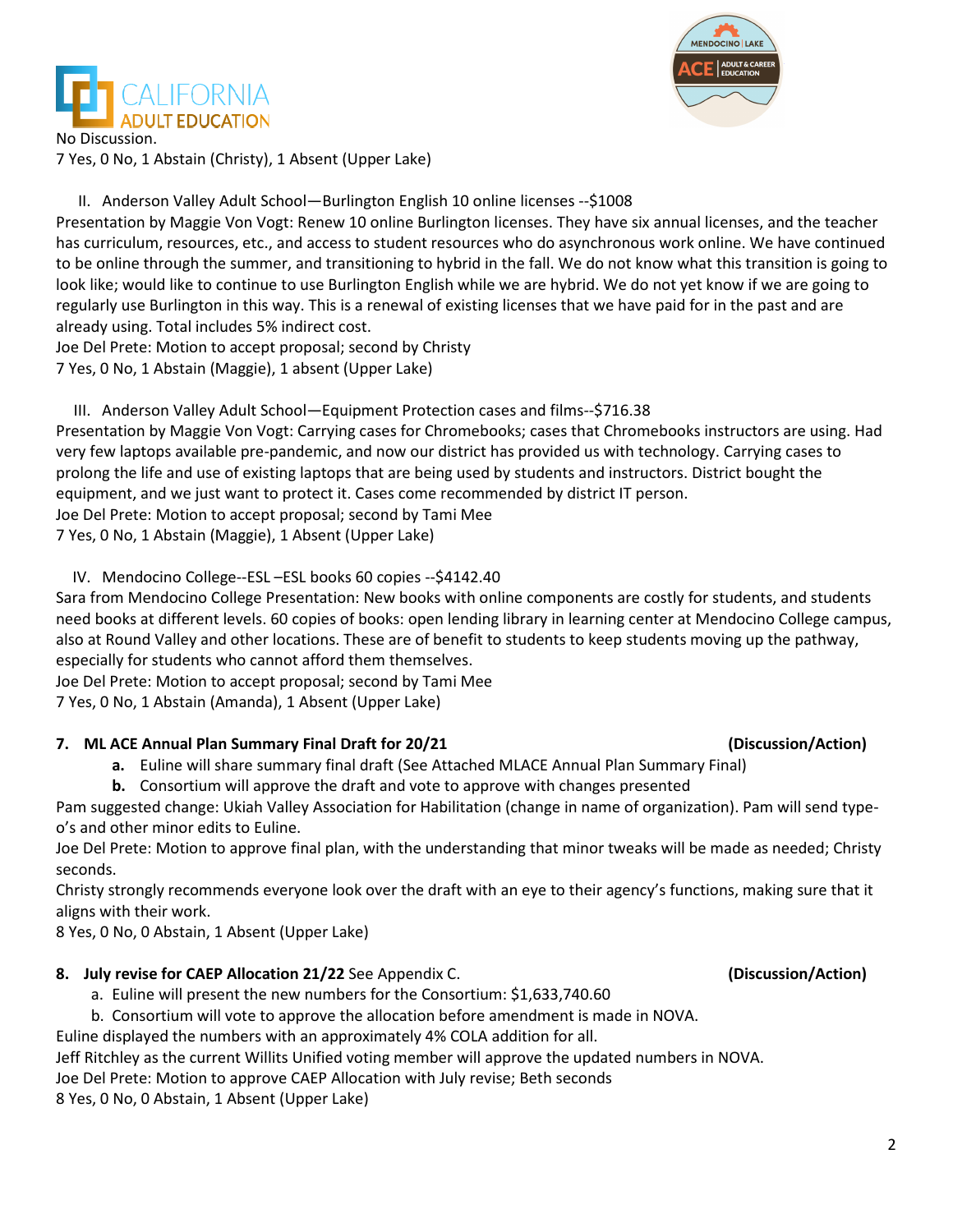No Discussion.
7 Yes, 0 No, 1 Abstain (Christy), 1 Absent (Upper Lake)

II. Anderson Valley Adult School—Burlington English 10 online licenses --$1008

Presentation by Maggie Von Vogt: Renew 10 online Burlington licenses. They have six annual licenses, and the teacher has curriculum, resources, etc., and access to student resources who do asynchronous work online. We have continued to be online through the summer, and transitioning to hybrid in the fall. We do not know what this transition is going to look like; would like to continue to use Burlington English while we are hybrid. We do not yet know if we are going to regularly use Burlington in this way. This is a renewal of existing licenses that we have paid for in the past and are already using. Total includes 5% indirect cost.
Joe Del Prete: Motion to accept proposal; second by Christy
7 Yes, 0 No, 1 Abstain (Maggie), 1 absent (Upper Lake)

III. Anderson Valley Adult School—Equipment Protection cases and films--$716.38

Presentation by Maggie Von Vogt: Carrying cases for Chromebooks; cases that Chromebooks instructors are using. Had very few laptops available pre-pandemic, and now our district has provided us with technology. Carrying cases to prolong the life and use of existing laptops that are being used by students and instructors. District bought the equipment, and we just want to protect it. Cases come recommended by district IT person.
Joe Del Prete: Motion to accept proposal; second by Tami Mee
7 Yes, 0 No, 1 Abstain (Maggie), 1 Absent (Upper Lake)

IV. Mendocino College--ESL –ESL books 60 copies --$4142.40

Sara from Mendocino College Presentation: New books with online components are costly for students, and students need books at different levels. 60 copies of books: open lending library in learning center at Mendocino College campus, also at Round Valley and other locations. These are of benefit to students to keep students moving up the pathway, especially for students who cannot afford them themselves.
Joe Del Prete: Motion to accept proposal; second by Tami Mee
7 Yes, 0 No, 1 Abstain (Amanda), 1 Absent (Upper Lake)

**7. ML ACE Annual Plan Summary Final Draft for 20/21 (Discussion/Action)**

- **a.** Euline will share summary final draft (See Attached MLACE Annual Plan Summary Final)
- **b.** Consortium will approve the draft and vote to approve with changes presented

Pam suggested change: Ukiah Valley Association for Habilitation (change in name of organization). Pam will send type-o's and other minor edits to Euline.
Joe Del Prete: Motion to approve final plan, with the understanding that minor tweaks will be made as needed; Christy seconds.
Christy strongly recommends everyone look over the draft with an eye to their agency's functions, making sure that it aligns with their work.
8 Yes, 0 No, 0 Abstain, 1 Absent (Upper Lake)

**8. July revise for CAEP Allocation 21/22** See Appendix C. **(Discussion/Action)**

- a. Euline will present the new numbers for the Consortium: $1,633,740.60
- b. Consortium will vote to approve the allocation before amendment is made in NOVA.

Euline displayed the numbers with an approximately 4% COLA addition for all.
Jeff Ritchley as the current Willits Unified voting member will approve the updated numbers in NOVA.
Joe Del Prete: Motion to approve CAEP Allocation with July revise; Beth seconds
8 Yes, 0 No, 0 Abstain, 1 Absent (Upper Lake)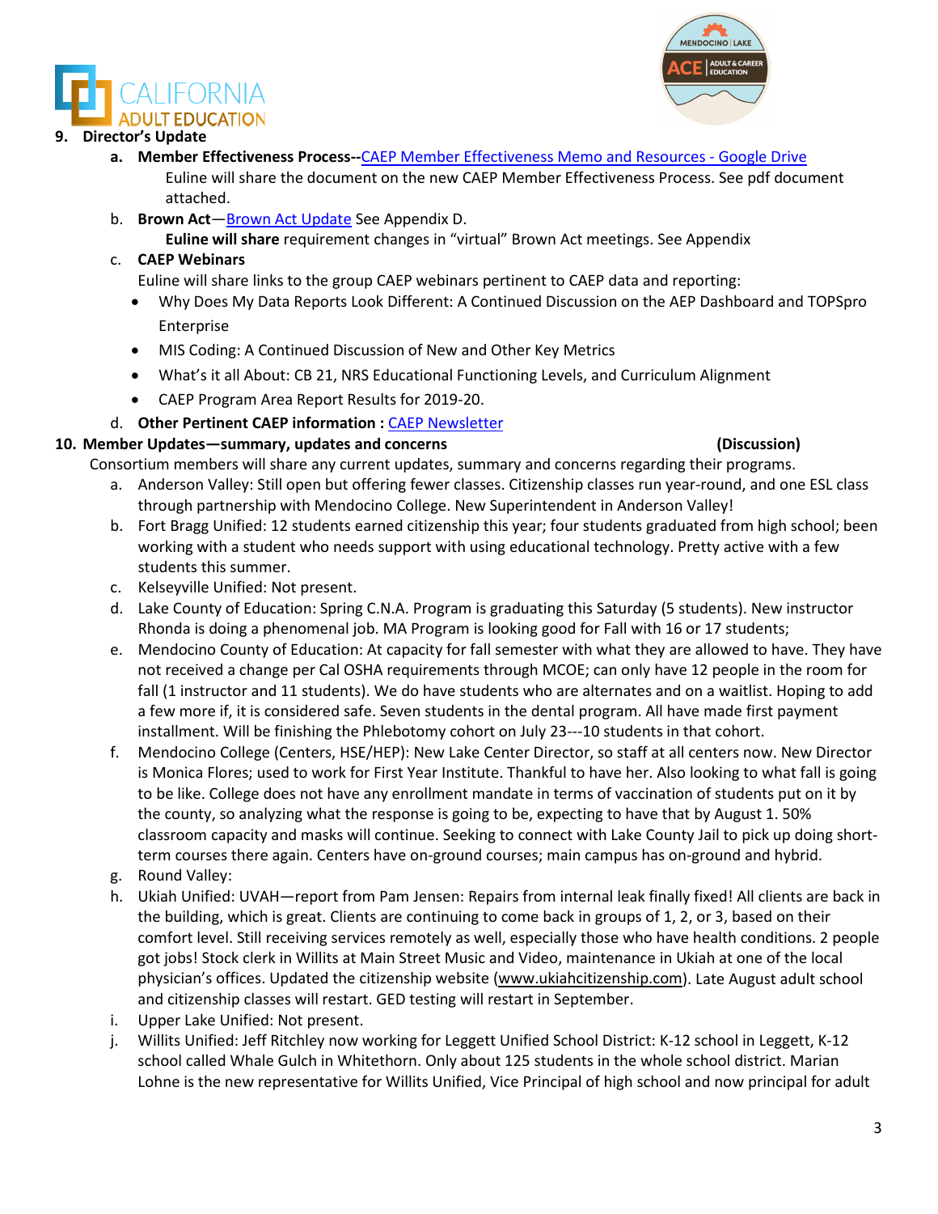**9. Director's Update**

a. **Member Effectiveness Process--**[CAEP Member Effectiveness Memo and Resources - Google Drive]
   Euline will share the document on the new CAEP Member Effectiveness Process. See pdf document attached.

b. **Brown Act**—[Brown Act Update] See Appendix D.
   **Euline will share** requirement changes in "virtual" Brown Act meetings. See Appendix

c. **CAEP Webinars**
   Euline will share links to the group CAEP webinars pertinent to CAEP data and reporting:
   - Why Does My Data Reports Look Different: A Continued Discussion on the AEP Dashboard and TOPSpro Enterprise
   - MIS Coding: A Continued Discussion of New and Other Key Metrics
   - What's it all About: CB 21, NRS Educational Functioning Levels, and Curriculum Alignment
   - CAEP Program Area Report Results for 2019-20.

d. **Other Pertinent CAEP information :** [CAEP Newsletter]

**10. Member Updates—summary, updates and concerns** **(Discussion)**

Consortium members will share any current updates, summary and concerns regarding their programs.

a. Anderson Valley: Still open but offering fewer classes. Citizenship classes run year-round, and one ESL class through partnership with Mendocino College. New Superintendent in Anderson Valley!

b. Fort Bragg Unified: 12 students earned citizenship this year; four students graduated from high school; been working with a student who needs support with using educational technology. Pretty active with a few students this summer.

c. Kelseyville Unified: Not present.

d. Lake County of Education: Spring C.N.A. Program is graduating this Saturday (5 students). New instructor Rhonda is doing a phenomenal job. MA Program is looking good for Fall with 16 or 17 students;

e. Mendocino County of Education: At capacity for fall semester with what they are allowed to have. They have not received a change per Cal OSHA requirements through MCOE; can only have 12 people in the room for fall (1 instructor and 11 students). We do have students who are alternates and on a waitlist. Hoping to add a few more if, it is considered safe. Seven students in the dental program. All have made first payment installment. Will be finishing the Phlebotomy cohort on July 23---10 students in that cohort.

f. Mendocino College (Centers, HSE/HEP): New Lake Center Director, so staff at all centers now. New Director is Monica Flores; used to work for First Year Institute. Thankful to have her. Also looking to what fall is going to be like. College does not have any enrollment mandate in terms of vaccination of students put on it by the county, so analyzing what the response is going to be, expecting to have that by August 1. 50% classroom capacity and masks will continue. Seeking to connect with Lake County Jail to pick up doing short-term courses there again. Centers have on-ground courses; main campus has on-ground and hybrid.

g. Round Valley:

h. Ukiah Unified: UVAH—report from Pam Jensen: Repairs from internal leak finally fixed! All clients are back in the building, which is great. Clients are continuing to come back in groups of 1, 2, or 3, based on their comfort level. Still receiving services remotely as well, especially those who have health conditions. 2 people got jobs! Stock clerk in Willits at Main Street Music and Video, maintenance in Ukiah at one of the local physician's offices. Updated the citizenship website (www.ukiahcitizenship.com). Late August adult school and citizenship classes will restart. GED testing will restart in September.

i. Upper Lake Unified: Not present.

j. Willits Unified: Jeff Ritchley now working for Leggett Unified School District: K-12 school in Leggett, K-12 school called Whale Gulch in Whitethorn. Only about 125 students in the whole school district. Marian Lohne is the new representative for Willits Unified, Vice Principal of high school and now principal for adult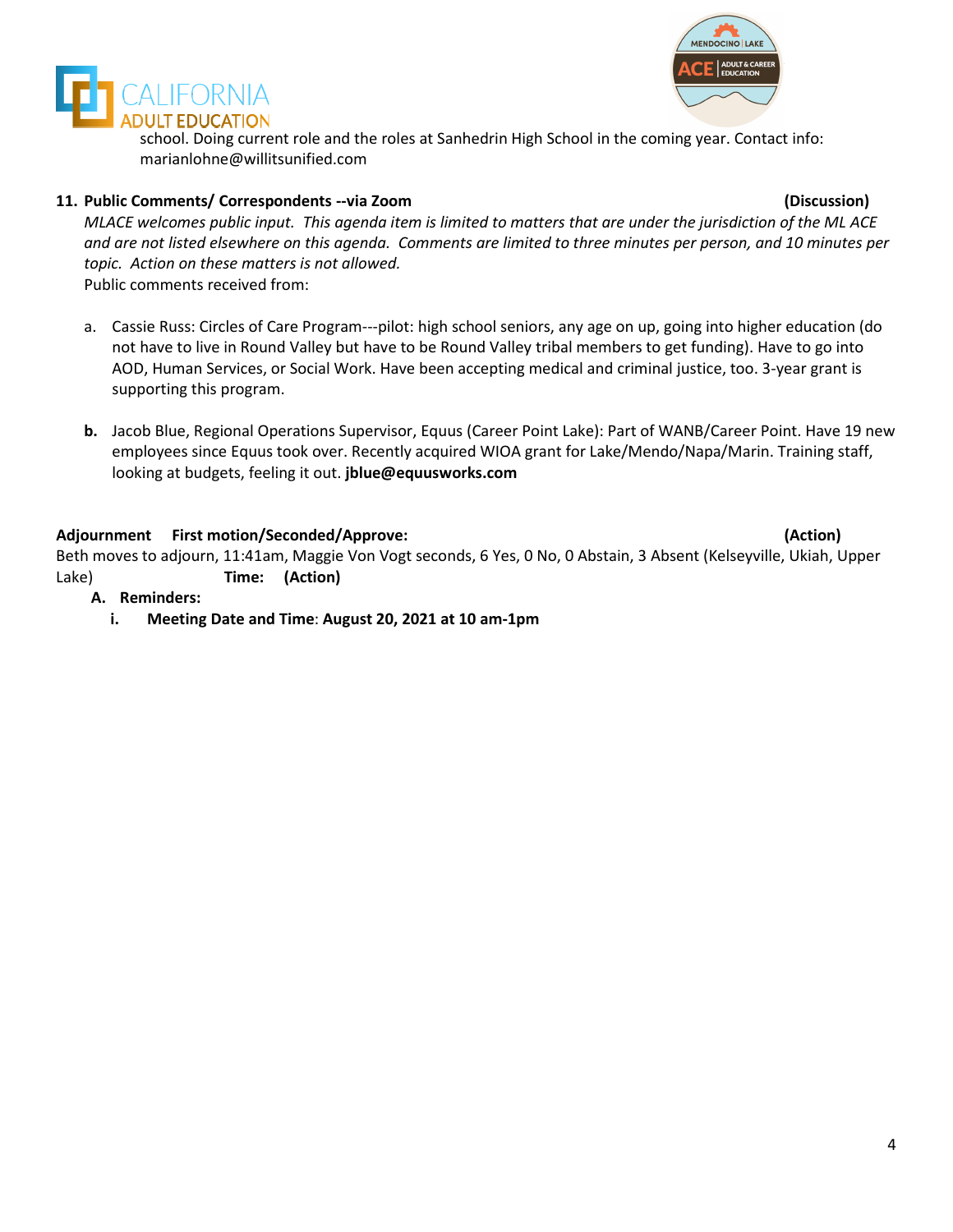school. Doing current role and the roles at Sanhedrin High School in the coming year. Contact info: marianlohne@willitsunified.com

**11. Public Comments/ Correspondents --via Zoom** **(Discussion)**

*MLACE welcomes public input. This agenda item is limited to matters that are under the jurisdiction of the ML ACE and are not listed elsewhere on this agenda. Comments are limited to three minutes per person, and 10 minutes per topic. Action on these matters is not allowed.*

Public comments received from:

a. Cassie Russ: Circles of Care Program---pilot: high school seniors, any age on up, going into higher education (do not have to live in Round Valley but have to be Round Valley tribal members to get funding). Have to go into AOD, Human Services, or Social Work. Have been accepting medical and criminal justice, too. 3-year grant is supporting this program.

**b.** Jacob Blue, Regional Operations Supervisor, Equus (Career Point Lake): Part of WANB/Career Point. Have 19 new employees since Equus took over. Recently acquired WIOA grant for Lake/Mendo/Napa/Marin. Training staff, looking at budgets, feeling it out. **jblue@equusworks.com**

**Adjournment First motion/Seconded/Approve:** **(Action)**

Beth moves to adjourn, 11:41am, Maggie Von Vogt seconds, 6 Yes, 0 No, 0 Abstain, 3 Absent (Kelseyville, Ukiah, Upper Lake) **Time: (Action)**

**A. Reminders:**

**i. Meeting Date and Time**: **August 20, 2021 at 10 am-1pm**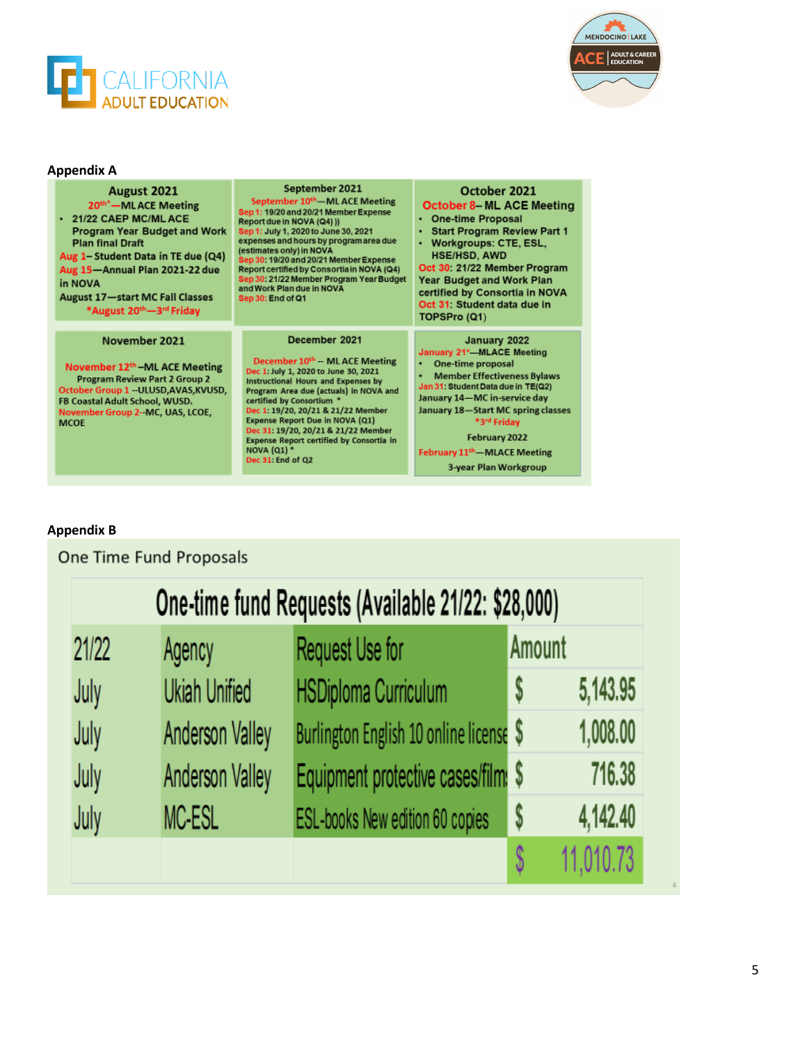**Appendix A**

**August 2021**

20th*—ML ACE Meeting
- 21/22 CAEP MC/ML ACE Program Year Budget and Work Plan final Draft

Aug 1– Student Data in TE due (Q4)
Aug 15—Annual Plan 2021-22 due in NOVA
August 17—start MC Fall Classes
*August 20th—3rd Friday

**September 2021**

September 10th—ML ACE Meeting
Sep 1: 19/20 and 20/21 Member Expense Report due in NOVA (Q4) ))
Sep 1: July 1, 2020 to June 30, 2021 expenses and hours by program area due (estimates only) in NOVA
Sep 30: 19/20 and 20/21 Member Expense Report certified by Consortia in NOVA (Q4)
Sep 30: 21/22 Member Program Year Budget and Work Plan due in NOVA
Sep 30: End of Q1

**October 2021**

October 8– ML ACE Meeting
- One-time Proposal
- Start Program Review Part 1
- Workgroups: CTE, ESL, HSE/HSD, AWD

Oct 30: 21/22 Member Program Year Budget and Work Plan certified by Consortia in NOVA
Oct 31: Student data due in TOPSPro (Q1)

**November 2021**

November 12th–ML ACE Meeting
Program Review Part 2 Group 2
October Group 1 –ULUSD,AVAS,KVUSD, FB Coastal Adult School, WUSD.
November Group 2–MC, UAS, LCOE, MCOE

**December 2021**

December 10th -- ML ACE Meeting
Dec 1: July 1, 2020 to June 30, 2021 Instructional Hours and Expenses by Program Area due (actuals) in NOVA and certified by Consortium *
Dec 1: 19/20, 20/21 & 21/22 Member Expense Report Due in NOVA (Q1)
Dec 31: 19/20, 20/21 & 21/22 Member Expense Report certified by Consortia in NOVA (Q1) *
Dec 31: End of Q2

**January 2022**

January 21st—MLACE Meeting
- One-time proposal
- Member Effectiveness Bylaws

Jan 31: Student Data due in TE(Q2)
January 14—MC in-service day
January 18—Start MC spring classes
*3rd Friday

**February 2022**

February 11th—MLACE Meeting
3-year Plan Workgroup

**Appendix B**

One Time Fund Proposals

| One-time fund Requests (Available 21/22: $28,000) | | | |
|---|---|---|---|
| 21/22 | Agency | Request Use for | Amount |
| July | Ukiah Unified | HSDiploma Curriculum | $ 5,143.95 |
| July | Anderson Valley | Burlington English 10 online license | $ 1,008.00 |
| July | Anderson Valley | Equipment protective cases/film | $ 716.38 |
| July | MC-ESL | ESL-books New edition 60 copies | $ 4,142.40 |
| | | | $ 11,010.73 |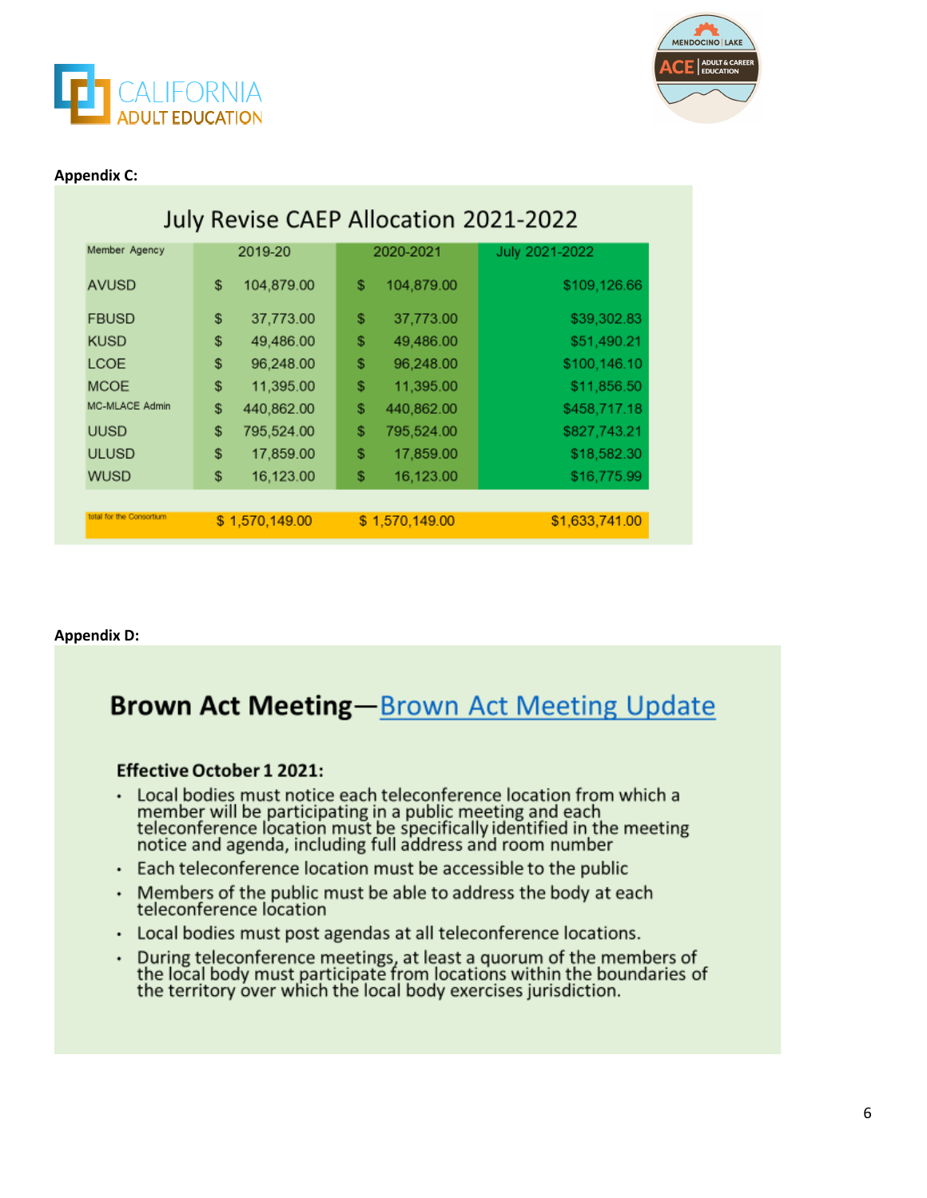**Appendix C:**

## July Revise CAEP Allocation 2021-2022

| Member Agency | 2019-20 | 2020-2021 | July 2021-2022 |
|---|---|---|---|
| AVUSD | $ 104,879.00 | $ 104,879.00 | $109,126.66 |
| FBUSD | $ 37,773.00 | $ 37,773.00 | $39,302.83 |
| KUSD | $ 49,486.00 | $ 49,486.00 | $51,490.21 |
| LCOE | $ 96,248.00 | $ 96,248.00 | $100,146.10 |
| MCOE | $ 11,395.00 | $ 11,395.00 | $11,856.50 |
| MC-MLACE Admin | $ 440,862.00 | $ 440,862.00 | $458,717.18 |
| UUSD | $ 795,524.00 | $ 795,524.00 | $827,743.21 |
| ULUSD | $ 17,859.00 | $ 17,859.00 | $18,582.30 |
| WUSD | $ 16,123.00 | $ 16,123.00 | $16,775.99 |
| total for the Consortium | $ 1,570,149.00 | $ 1,570,149.00 | $1,633,741.00 |

**Appendix D:**

## Brown Act Meeting—Brown Act Meeting Update

**Effective October 1 2021:**

- Local bodies must notice each teleconference location from which a member will be participating in a public meeting and each teleconference location must be specifically identified in the meeting notice and agenda, including full address and room number
- Each teleconference location must be accessible to the public
- Members of the public must be able to address the body at each teleconference location
- Local bodies must post agendas at all teleconference locations.
- During teleconference meetings, at least a quorum of the members of the local body must participate from locations within the boundaries of the territory over which the local body exercises jurisdiction.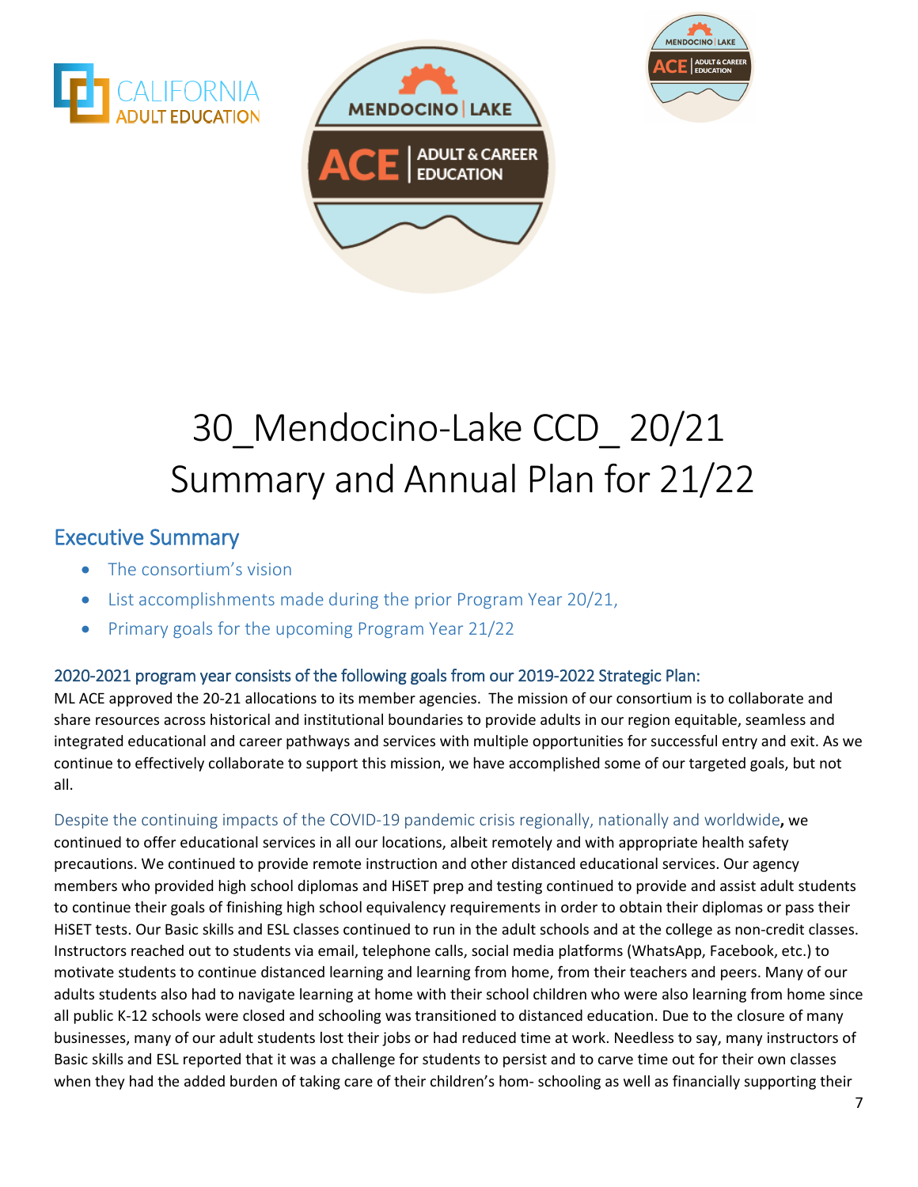# 30_Mendocino-Lake CCD_ 20/21 Summary and Annual Plan for 21/22

## Executive Summary

- The consortium's vision
- List accomplishments made during the prior Program Year 20/21,
- Primary goals for the upcoming Program Year 21/22

### 2020-2021 program year consists of the following goals from our 2019-2022 Strategic Plan:

ML ACE approved the 20-21 allocations to its member agencies. The mission of our consortium is to collaborate and share resources across historical and institutional boundaries to provide adults in our region equitable, seamless and integrated educational and career pathways and services with multiple opportunities for successful entry and exit. As we continue to effectively collaborate to support this mission, we have accomplished some of our targeted goals, but not all.

Despite the continuing impacts of the COVID-19 pandemic crisis regionally, nationally and worldwide**,** we continued to offer educational services in all our locations, albeit remotely and with appropriate health safety precautions. We continued to provide remote instruction and other distanced educational services. Our agency members who provided high school diplomas and HiSET prep and testing continued to provide and assist adult students to continue their goals of finishing high school equivalency requirements in order to obtain their diplomas or pass their HiSET tests. Our Basic skills and ESL classes continued to run in the adult schools and at the college as non-credit classes. Instructors reached out to students via email, telephone calls, social media platforms (WhatsApp, Facebook, etc.) to motivate students to continue distanced learning and learning from home, from their teachers and peers. Many of our adults students also had to navigate learning at home with their school children who were also learning from home since all public K-12 schools were closed and schooling was transitioned to distanced education. Due to the closure of many businesses, many of our adult students lost their jobs or had reduced time at work. Needless to say, many instructors of Basic skills and ESL reported that it was a challenge for students to persist and to carve time out for their own classes when they had the added burden of taking care of their children's hom- schooling as well as financially supporting their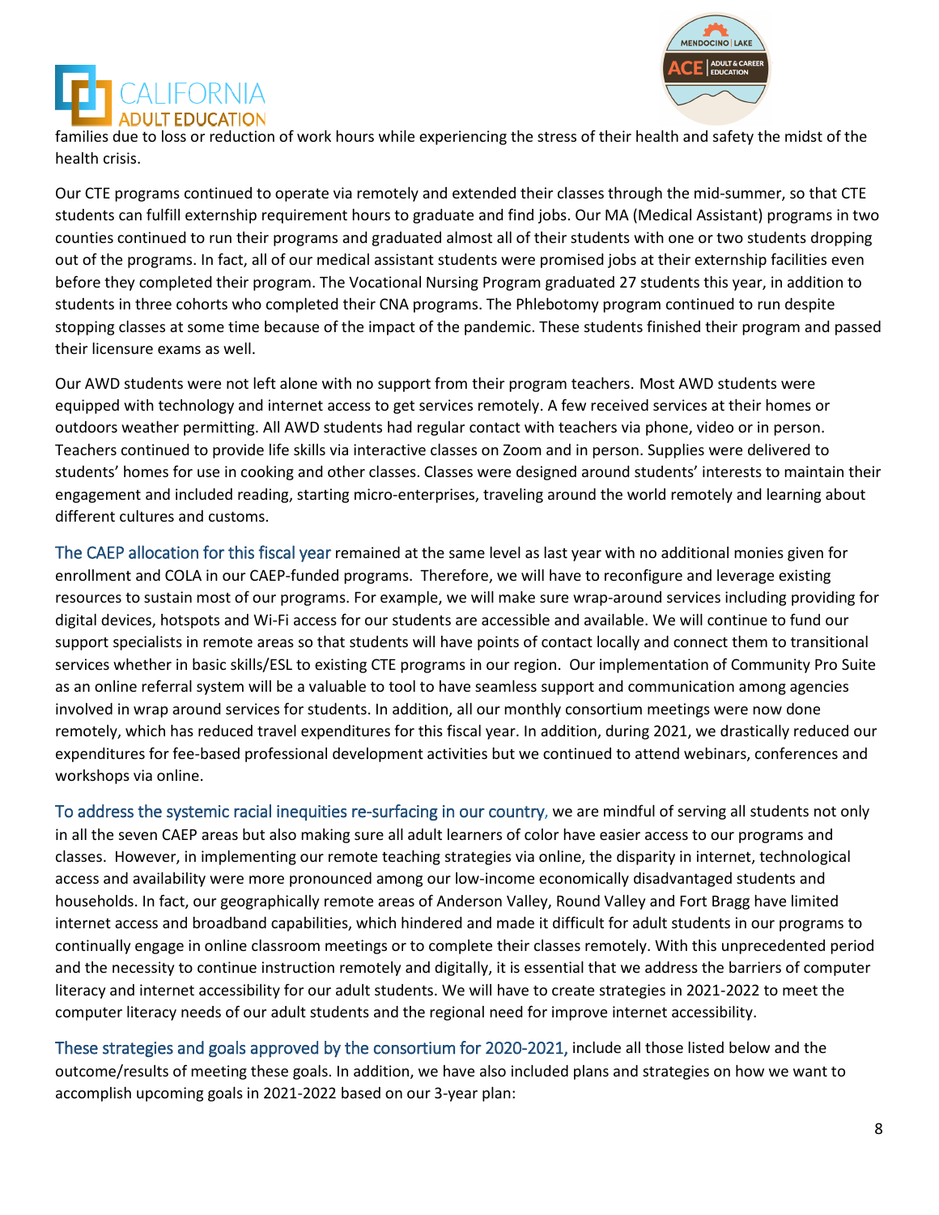families due to loss or reduction of work hours while experiencing the stress of their health and safety the midst of the health crisis.

Our CTE programs continued to operate via remotely and extended their classes through the mid-summer, so that CTE students can fulfill externship requirement hours to graduate and find jobs. Our MA (Medical Assistant) programs in two counties continued to run their programs and graduated almost all of their students with one or two students dropping out of the programs. In fact, all of our medical assistant students were promised jobs at their externship facilities even before they completed their program. The Vocational Nursing Program graduated 27 students this year, in addition to students in three cohorts who completed their CNA programs. The Phlebotomy program continued to run despite stopping classes at some time because of the impact of the pandemic. These students finished their program and passed their licensure exams as well.

Our AWD students were not left alone with no support from their program teachers. Most AWD students were equipped with technology and internet access to get services remotely. A few received services at their homes or outdoors weather permitting. All AWD students had regular contact with teachers via phone, video or in person. Teachers continued to provide life skills via interactive classes on Zoom and in person. Supplies were delivered to students' homes for use in cooking and other classes. Classes were designed around students' interests to maintain their engagement and included reading, starting micro-enterprises, traveling around the world remotely and learning about different cultures and customs.

The CAEP allocation for this fiscal year remained at the same level as last year with no additional monies given for enrollment and COLA in our CAEP-funded programs. Therefore, we will have to reconfigure and leverage existing resources to sustain most of our programs. For example, we will make sure wrap-around services including providing for digital devices, hotspots and Wi-Fi access for our students are accessible and available. We will continue to fund our support specialists in remote areas so that students will have points of contact locally and connect them to transitional services whether in basic skills/ESL to existing CTE programs in our region. Our implementation of Community Pro Suite as an online referral system will be a valuable to tool to have seamless support and communication among agencies involved in wrap around services for students. In addition, all our monthly consortium meetings were now done remotely, which has reduced travel expenditures for this fiscal year. In addition, during 2021, we drastically reduced our expenditures for fee-based professional development activities but we continued to attend webinars, conferences and workshops via online.

To address the systemic racial inequities re-surfacing in our country, we are mindful of serving all students not only in all the seven CAEP areas but also making sure all adult learners of color have easier access to our programs and classes. However, in implementing our remote teaching strategies via online, the disparity in internet, technological access and availability were more pronounced among our low-income economically disadvantaged students and households. In fact, our geographically remote areas of Anderson Valley, Round Valley and Fort Bragg have limited internet access and broadband capabilities, which hindered and made it difficult for adult students in our programs to continually engage in online classroom meetings or to complete their classes remotely. With this unprecedented period and the necessity to continue instruction remotely and digitally, it is essential that we address the barriers of computer literacy and internet accessibility for our adult students. We will have to create strategies in 2021-2022 to meet the computer literacy needs of our adult students and the regional need for improve internet accessibility.

These strategies and goals approved by the consortium for 2020-2021, include all those listed below and the outcome/results of meeting these goals. In addition, we have also included plans and strategies on how we want to accomplish upcoming goals in 2021-2022 based on our 3-year plan: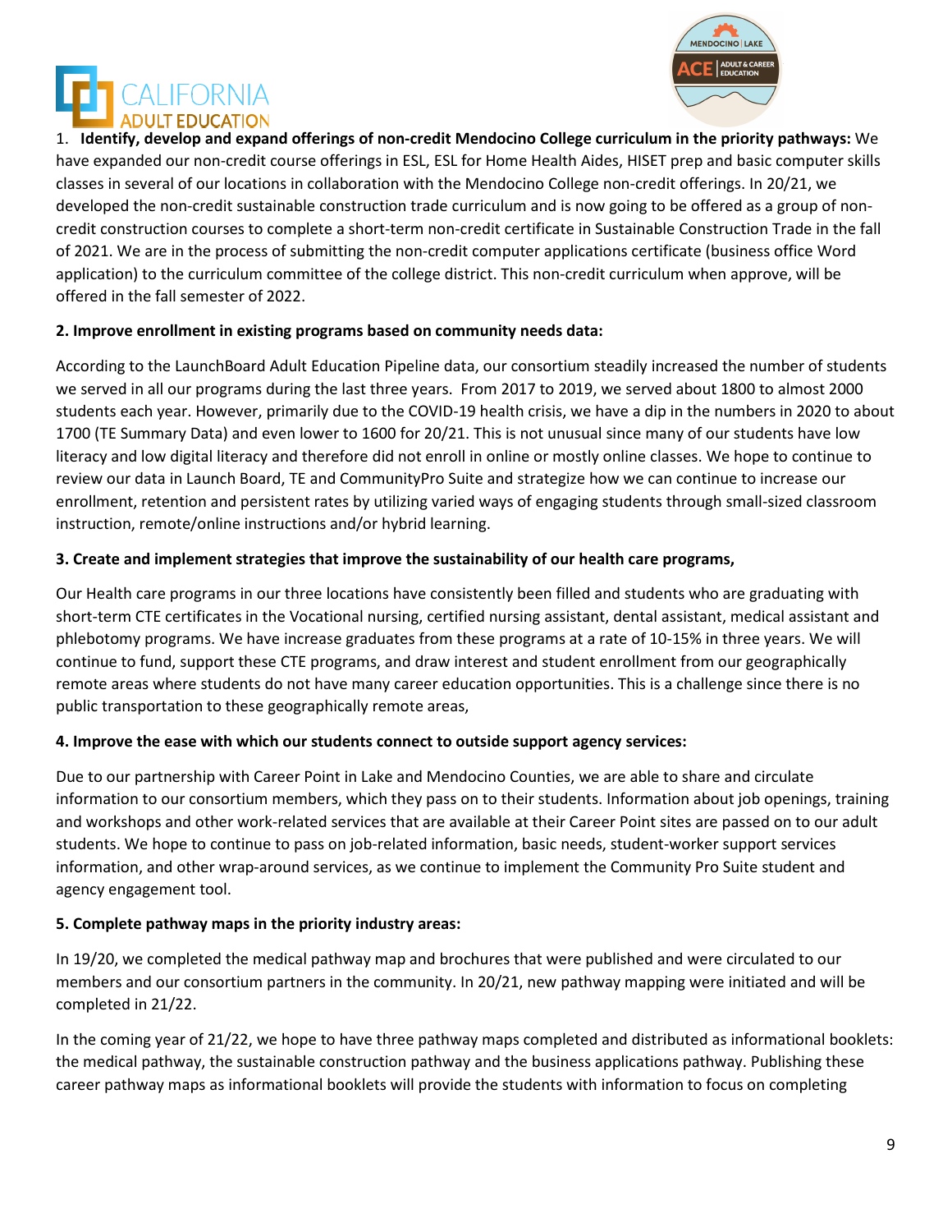1. **Identify, develop and expand offerings of non-credit Mendocino College curriculum in the priority pathways:** We have expanded our non-credit course offerings in ESL, ESL for Home Health Aides, HISET prep and basic computer skills classes in several of our locations in collaboration with the Mendocino College non-credit offerings. In 20/21, we developed the non-credit sustainable construction trade curriculum and is now going to be offered as a group of non-credit construction courses to complete a short-term non-credit certificate in Sustainable Construction Trade in the fall of 2021. We are in the process of submitting the non-credit computer applications certificate (business office Word application) to the curriculum committee of the college district. This non-credit curriculum when approve, will be offered in the fall semester of 2022.

**2. Improve enrollment in existing programs based on community needs data:**

According to the LaunchBoard Adult Education Pipeline data, our consortium steadily increased the number of students we served in all our programs during the last three years. From 2017 to 2019, we served about 1800 to almost 2000 students each year. However, primarily due to the COVID-19 health crisis, we have a dip in the numbers in 2020 to about 1700 (TE Summary Data) and even lower to 1600 for 20/21. This is not unusual since many of our students have low literacy and low digital literacy and therefore did not enroll in online or mostly online classes. We hope to continue to review our data in Launch Board, TE and CommunityPro Suite and strategize how we can continue to increase our enrollment, retention and persistent rates by utilizing varied ways of engaging students through small-sized classroom instruction, remote/online instructions and/or hybrid learning.

**3. Create and implement strategies that improve the sustainability of our health care programs,**

Our Health care programs in our three locations have consistently been filled and students who are graduating with short-term CTE certificates in the Vocational nursing, certified nursing assistant, dental assistant, medical assistant and phlebotomy programs. We have increase graduates from these programs at a rate of 10-15% in three years. We will continue to fund, support these CTE programs, and draw interest and student enrollment from our geographically remote areas where students do not have many career education opportunities. This is a challenge since there is no public transportation to these geographically remote areas,

**4. Improve the ease with which our students connect to outside support agency services:**

Due to our partnership with Career Point in Lake and Mendocino Counties, we are able to share and circulate information to our consortium members, which they pass on to their students. Information about job openings, training and workshops and other work-related services that are available at their Career Point sites are passed on to our adult students. We hope to continue to pass on job-related information, basic needs, student-worker support services information, and other wrap-around services, as we continue to implement the Community Pro Suite student and agency engagement tool.

**5. Complete pathway maps in the priority industry areas:**

In 19/20, we completed the medical pathway map and brochures that were published and were circulated to our members and our consortium partners in the community. In 20/21, new pathway mapping were initiated and will be completed in 21/22.

In the coming year of 21/22, we hope to have three pathway maps completed and distributed as informational booklets: the medical pathway, the sustainable construction pathway and the business applications pathway. Publishing these career pathway maps as informational booklets will provide the students with information to focus on completing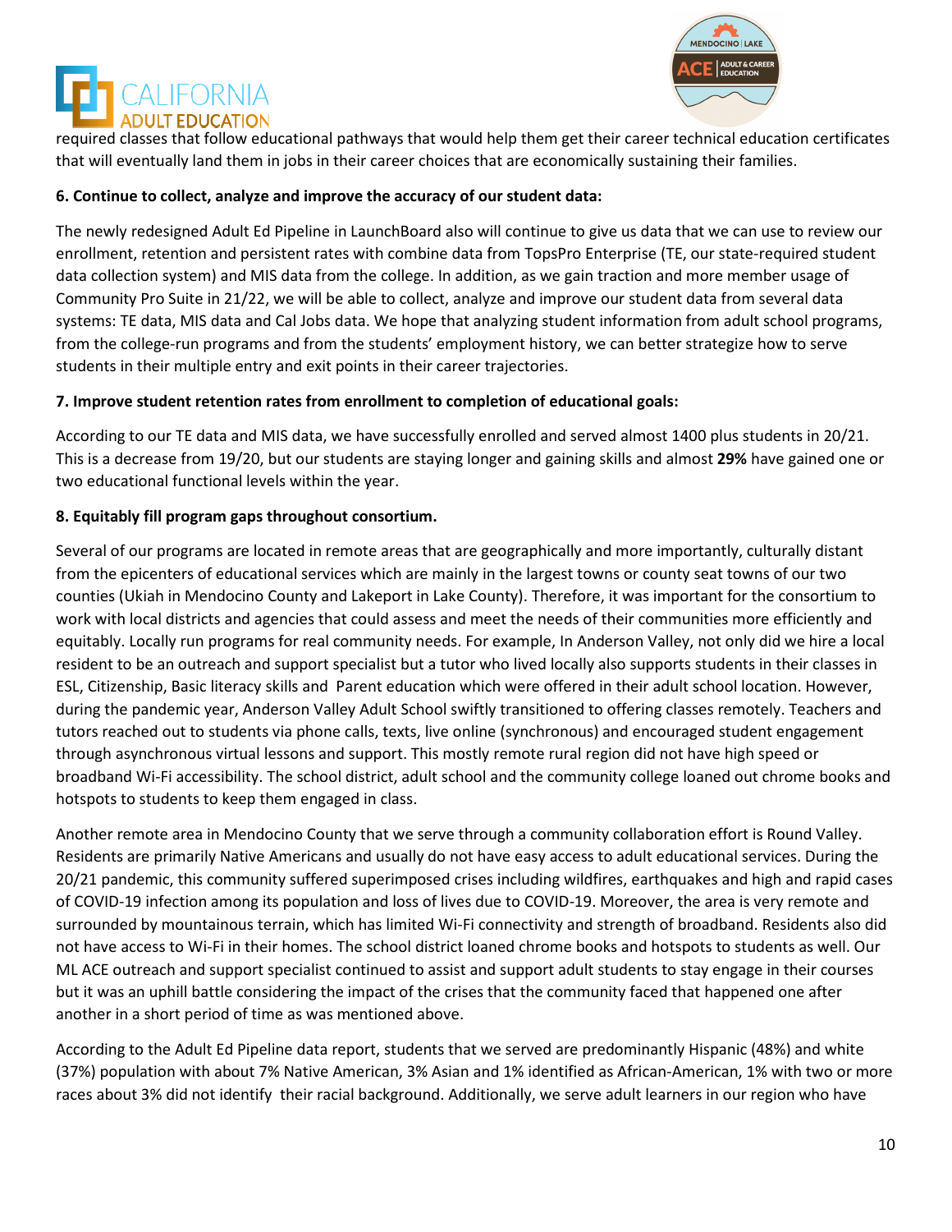required classes that follow educational pathways that would help them get their career technical education certificates that will eventually land them in jobs in their career choices that are economically sustaining their families.

**6. Continue to collect, analyze and improve the accuracy of our student data:**

The newly redesigned Adult Ed Pipeline in LaunchBoard also will continue to give us data that we can use to review our enrollment, retention and persistent rates with combine data from TopsPro Enterprise (TE, our state-required student data collection system) and MIS data from the college. In addition, as we gain traction and more member usage of Community Pro Suite in 21/22, we will be able to collect, analyze and improve our student data from several data systems: TE data, MIS data and Cal Jobs data. We hope that analyzing student information from adult school programs, from the college-run programs and from the students' employment history, we can better strategize how to serve students in their multiple entry and exit points in their career trajectories.

**7. Improve student retention rates from enrollment to completion of educational goals:**

According to our TE data and MIS data, we have successfully enrolled and served almost 1400 plus students in 20/21. This is a decrease from 19/20, but our students are staying longer and gaining skills and almost **29%** have gained one or two educational functional levels within the year.

**8. Equitably fill program gaps throughout consortium.**

Several of our programs are located in remote areas that are geographically and more importantly, culturally distant from the epicenters of educational services which are mainly in the largest towns or county seat towns of our two counties (Ukiah in Mendocino County and Lakeport in Lake County). Therefore, it was important for the consortium to work with local districts and agencies that could assess and meet the needs of their communities more efficiently and equitably. Locally run programs for real community needs. For example, In Anderson Valley, not only did we hire a local resident to be an outreach and support specialist but a tutor who lived locally also supports students in their classes in ESL, Citizenship, Basic literacy skills and Parent education which were offered in their adult school location. However, during the pandemic year, Anderson Valley Adult School swiftly transitioned to offering classes remotely. Teachers and tutors reached out to students via phone calls, texts, live online (synchronous) and encouraged student engagement through asynchronous virtual lessons and support. This mostly remote rural region did not have high speed or broadband Wi-Fi accessibility. The school district, adult school and the community college loaned out chrome books and hotspots to students to keep them engaged in class.

Another remote area in Mendocino County that we serve through a community collaboration effort is Round Valley. Residents are primarily Native Americans and usually do not have easy access to adult educational services. During the 20/21 pandemic, this community suffered superimposed crises including wildfires, earthquakes and high and rapid cases of COVID-19 infection among its population and loss of lives due to COVID-19. Moreover, the area is very remote and surrounded by mountainous terrain, which has limited Wi-Fi connectivity and strength of broadband. Residents also did not have access to Wi-Fi in their homes. The school district loaned chrome books and hotspots to students as well. Our ML ACE outreach and support specialist continued to assist and support adult students to stay engage in their courses but it was an uphill battle considering the impact of the crises that the community faced that happened one after another in a short period of time as was mentioned above.

According to the Adult Ed Pipeline data report, students that we served are predominantly Hispanic (48%) and white (37%) population with about 7% Native American, 3% Asian and 1% identified as African-American, 1% with two or more races about 3% did not identify their racial background. Additionally, we serve adult learners in our region who have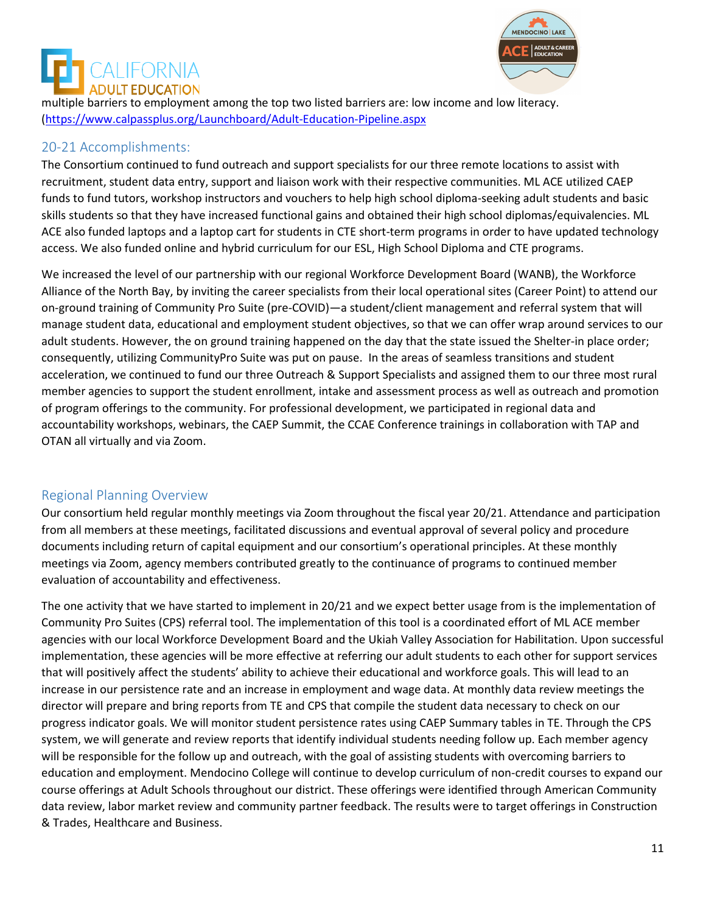multiple barriers to employment among the top two listed barriers are: low income and low literacy. (https://www.calpassplus.org/Launchboard/Adult-Education-Pipeline.aspx

## 20-21 Accomplishments:

The Consortium continued to fund outreach and support specialists for our three remote locations to assist with recruitment, student data entry, support and liaison work with their respective communities. ML ACE utilized CAEP funds to fund tutors, workshop instructors and vouchers to help high school diploma-seeking adult students and basic skills students so that they have increased functional gains and obtained their high school diplomas/equivalencies. ML ACE also funded laptops and a laptop cart for students in CTE short-term programs in order to have updated technology access. We also funded online and hybrid curriculum for our ESL, High School Diploma and CTE programs.

We increased the level of our partnership with our regional Workforce Development Board (WANB), the Workforce Alliance of the North Bay, by inviting the career specialists from their local operational sites (Career Point) to attend our on-ground training of Community Pro Suite (pre-COVID)—a student/client management and referral system that will manage student data, educational and employment student objectives, so that we can offer wrap around services to our adult students. However, the on ground training happened on the day that the state issued the Shelter-in place order; consequently, utilizing CommunityPro Suite was put on pause. In the areas of seamless transitions and student acceleration, we continued to fund our three Outreach & Support Specialists and assigned them to our three most rural member agencies to support the student enrollment, intake and assessment process as well as outreach and promotion of program offerings to the community. For professional development, we participated in regional data and accountability workshops, webinars, the CAEP Summit, the CCAE Conference trainings in collaboration with TAP and OTAN all virtually and via Zoom.

## Regional Planning Overview

Our consortium held regular monthly meetings via Zoom throughout the fiscal year 20/21. Attendance and participation from all members at these meetings, facilitated discussions and eventual approval of several policy and procedure documents including return of capital equipment and our consortium's operational principles. At these monthly meetings via Zoom, agency members contributed greatly to the continuance of programs to continued member evaluation of accountability and effectiveness.

The one activity that we have started to implement in 20/21 and we expect better usage from is the implementation of Community Pro Suites (CPS) referral tool. The implementation of this tool is a coordinated effort of ML ACE member agencies with our local Workforce Development Board and the Ukiah Valley Association for Habilitation. Upon successful implementation, these agencies will be more effective at referring our adult students to each other for support services that will positively affect the students' ability to achieve their educational and workforce goals. This will lead to an increase in our persistence rate and an increase in employment and wage data. At monthly data review meetings the director will prepare and bring reports from TE and CPS that compile the student data necessary to check on our progress indicator goals. We will monitor student persistence rates using CAEP Summary tables in TE. Through the CPS system, we will generate and review reports that identify individual students needing follow up. Each member agency will be responsible for the follow up and outreach, with the goal of assisting students with overcoming barriers to education and employment. Mendocino College will continue to develop curriculum of non-credit courses to expand our course offerings at Adult Schools throughout our district. These offerings were identified through American Community data review, labor market review and community partner feedback. The results were to target offerings in Construction & Trades, Healthcare and Business.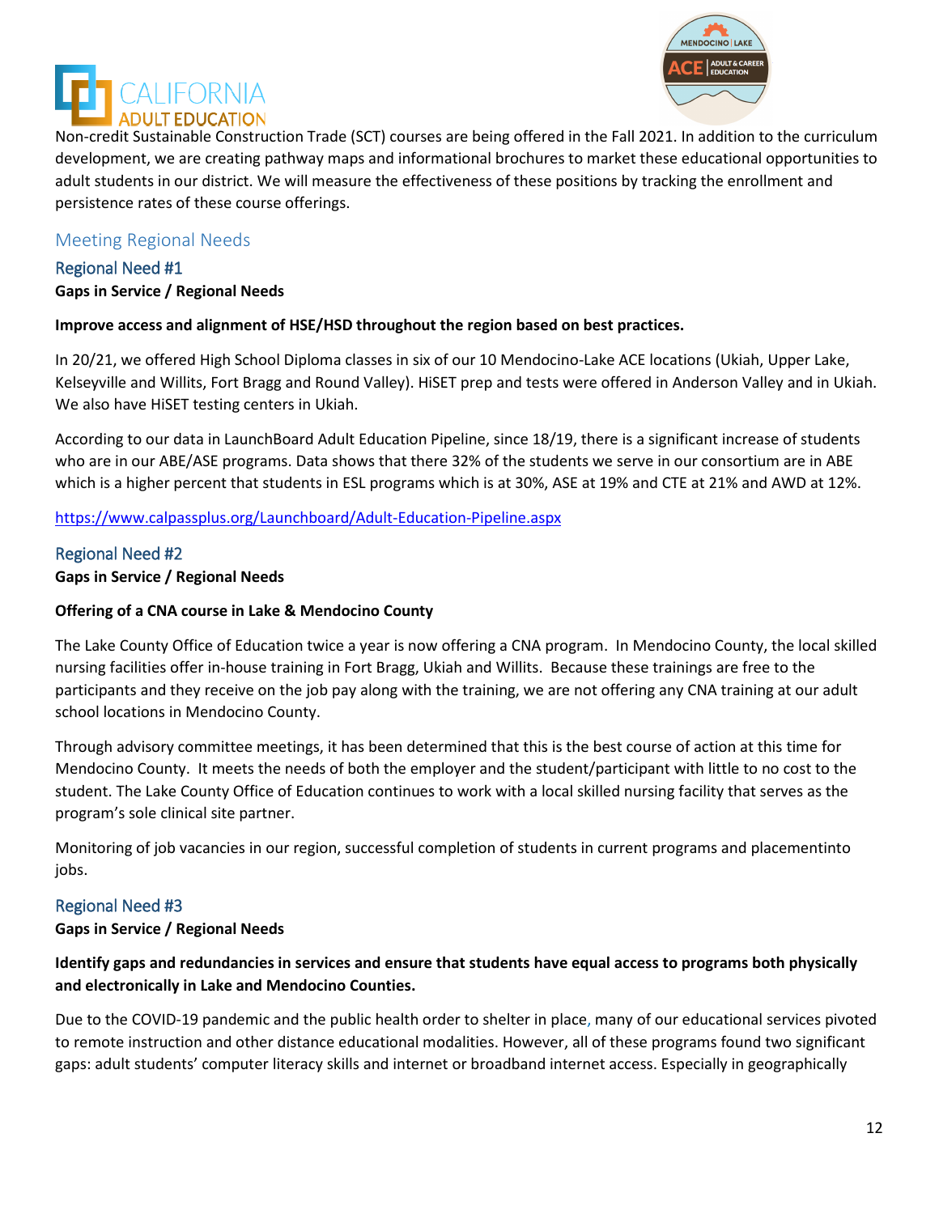Non-credit Sustainable Construction Trade (SCT) courses are being offered in the Fall 2021. In addition to the curriculum development, we are creating pathway maps and informational brochures to market these educational opportunities to adult students in our district. We will measure the effectiveness of these positions by tracking the enrollment and persistence rates of these course offerings.

## Meeting Regional Needs

### Regional Need #1

**Gaps in Service / Regional Needs**

**Improve access and alignment of HSE/HSD throughout the region based on best practices.**

In 20/21, we offered High School Diploma classes in six of our 10 Mendocino-Lake ACE locations (Ukiah, Upper Lake, Kelseyville and Willits, Fort Bragg and Round Valley). HiSET prep and tests were offered in Anderson Valley and in Ukiah. We also have HiSET testing centers in Ukiah.

According to our data in LaunchBoard Adult Education Pipeline, since 18/19, there is a significant increase of students who are in our ABE/ASE programs. Data shows that there 32% of the students we serve in our consortium are in ABE which is a higher percent that students in ESL programs which is at 30%, ASE at 19% and CTE at 21% and AWD at 12%.

https://www.calpassplus.org/Launchboard/Adult-Education-Pipeline.aspx

### Regional Need #2

**Gaps in Service / Regional Needs**

**Offering of a CNA course in Lake & Mendocino County**

The Lake County Office of Education twice a year is now offering a CNA program. In Mendocino County, the local skilled nursing facilities offer in-house training in Fort Bragg, Ukiah and Willits. Because these trainings are free to the participants and they receive on the job pay along with the training, we are not offering any CNA training at our adult school locations in Mendocino County.

Through advisory committee meetings, it has been determined that this is the best course of action at this time for Mendocino County. It meets the needs of both the employer and the student/participant with little to no cost to the student. The Lake County Office of Education continues to work with a local skilled nursing facility that serves as the program's sole clinical site partner.

Monitoring of job vacancies in our region, successful completion of students in current programs and placementinto jobs.

### Regional Need #3

**Gaps in Service / Regional Needs**

**Identify gaps and redundancies in services and ensure that students have equal access to programs both physically and electronically in Lake and Mendocino Counties.**

Due to the COVID-19 pandemic and the public health order to shelter in place, many of our educational services pivoted to remote instruction and other distance educational modalities. However, all of these programs found two significant gaps: adult students' computer literacy skills and internet or broadband internet access. Especially in geographically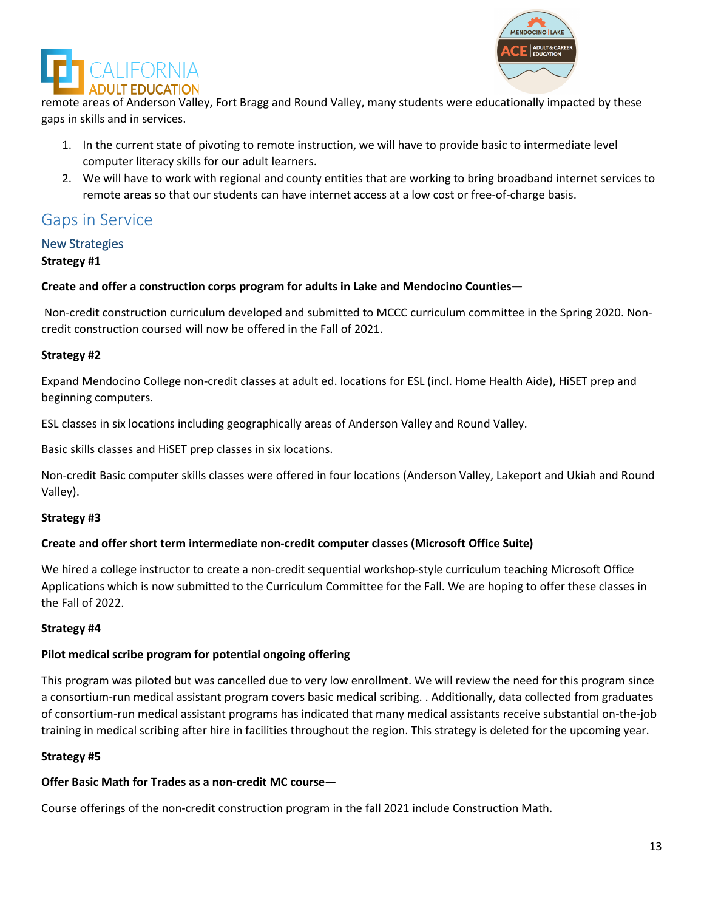remote areas of Anderson Valley, Fort Bragg and Round Valley, many students were educationally impacted by these gaps in skills and in services.

1. In the current state of pivoting to remote instruction, we will have to provide basic to intermediate level computer literacy skills for our adult learners.
2. We will have to work with regional and county entities that are working to bring broadband internet services to remote areas so that our students can have internet access at a low cost or free-of-charge basis.

## Gaps in Service

### New Strategies

**Strategy #1**

**Create and offer a construction corps program for adults in Lake and Mendocino Counties—**

Non-credit construction curriculum developed and submitted to MCCC curriculum committee in the Spring 2020. Non-credit construction coursed will now be offered in the Fall of 2021.

**Strategy #2**

Expand Mendocino College non-credit classes at adult ed. locations for ESL (incl. Home Health Aide), HiSET prep and beginning computers.

ESL classes in six locations including geographically areas of Anderson Valley and Round Valley.

Basic skills classes and HiSET prep classes in six locations.

Non-credit Basic computer skills classes were offered in four locations (Anderson Valley, Lakeport and Ukiah and Round Valley).

**Strategy #3**

**Create and offer short term intermediate non-credit computer classes (Microsoft Office Suite)**

We hired a college instructor to create a non-credit sequential workshop-style curriculum teaching Microsoft Office Applications which is now submitted to the Curriculum Committee for the Fall. We are hoping to offer these classes in the Fall of 2022.

**Strategy #4**

**Pilot medical scribe program for potential ongoing offering**

This program was piloted but was cancelled due to very low enrollment. We will review the need for this program since a consortium-run medical assistant program covers basic medical scribing. . Additionally, data collected from graduates of consortium-run medical assistant programs has indicated that many medical assistants receive substantial on-the-job training in medical scribing after hire in facilities throughout the region. This strategy is deleted for the upcoming year.

**Strategy #5**

**Offer Basic Math for Trades as a non-credit MC course—**

Course offerings of the non-credit construction program in the fall 2021 include Construction Math.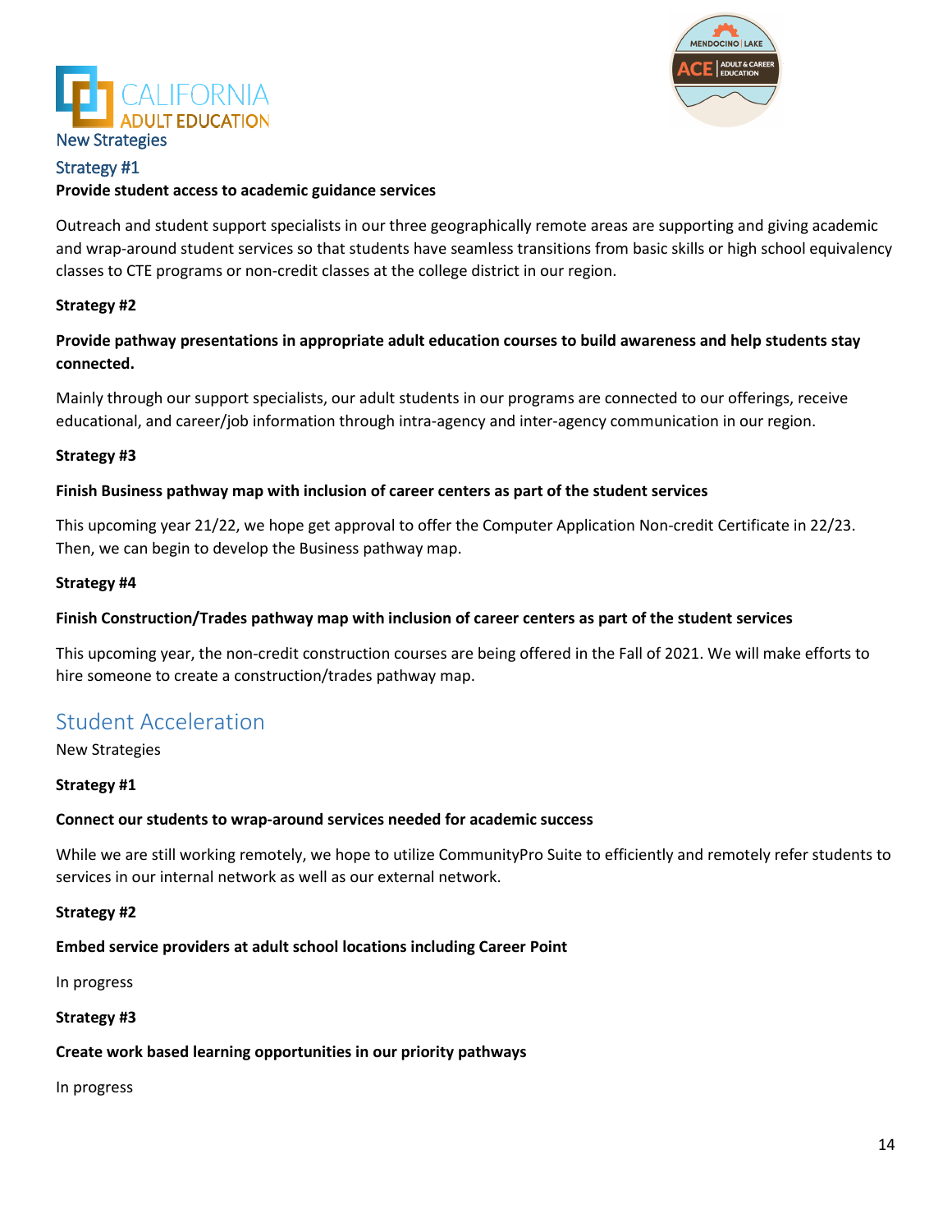New Strategies

### Strategy #1

**Provide student access to academic guidance services**

Outreach and student support specialists in our three geographically remote areas are supporting and giving academic and wrap-around student services so that students have seamless transitions from basic skills or high school equivalency classes to CTE programs or non-credit classes at the college district in our region.

**Strategy #2**

**Provide pathway presentations in appropriate adult education courses to build awareness and help students stay connected.**

Mainly through our support specialists, our adult students in our programs are connected to our offerings, receive educational, and career/job information through intra-agency and inter-agency communication in our region.

**Strategy #3**

**Finish Business pathway map with inclusion of career centers as part of the student services**

This upcoming year 21/22, we hope get approval to offer the Computer Application Non-credit Certificate in 22/23. Then, we can begin to develop the Business pathway map.

**Strategy #4**

**Finish Construction/Trades pathway map with inclusion of career centers as part of the student services**

This upcoming year, the non-credit construction courses are being offered in the Fall of 2021. We will make efforts to hire someone to create a construction/trades pathway map.

## Student Acceleration

New Strategies

**Strategy #1**

**Connect our students to wrap-around services needed for academic success**

While we are still working remotely, we hope to utilize CommunityPro Suite to efficiently and remotely refer students to services in our internal network as well as our external network.

**Strategy #2**

**Embed service providers at adult school locations including Career Point**

In progress

**Strategy #3**

**Create work based learning opportunities in our priority pathways**

In progress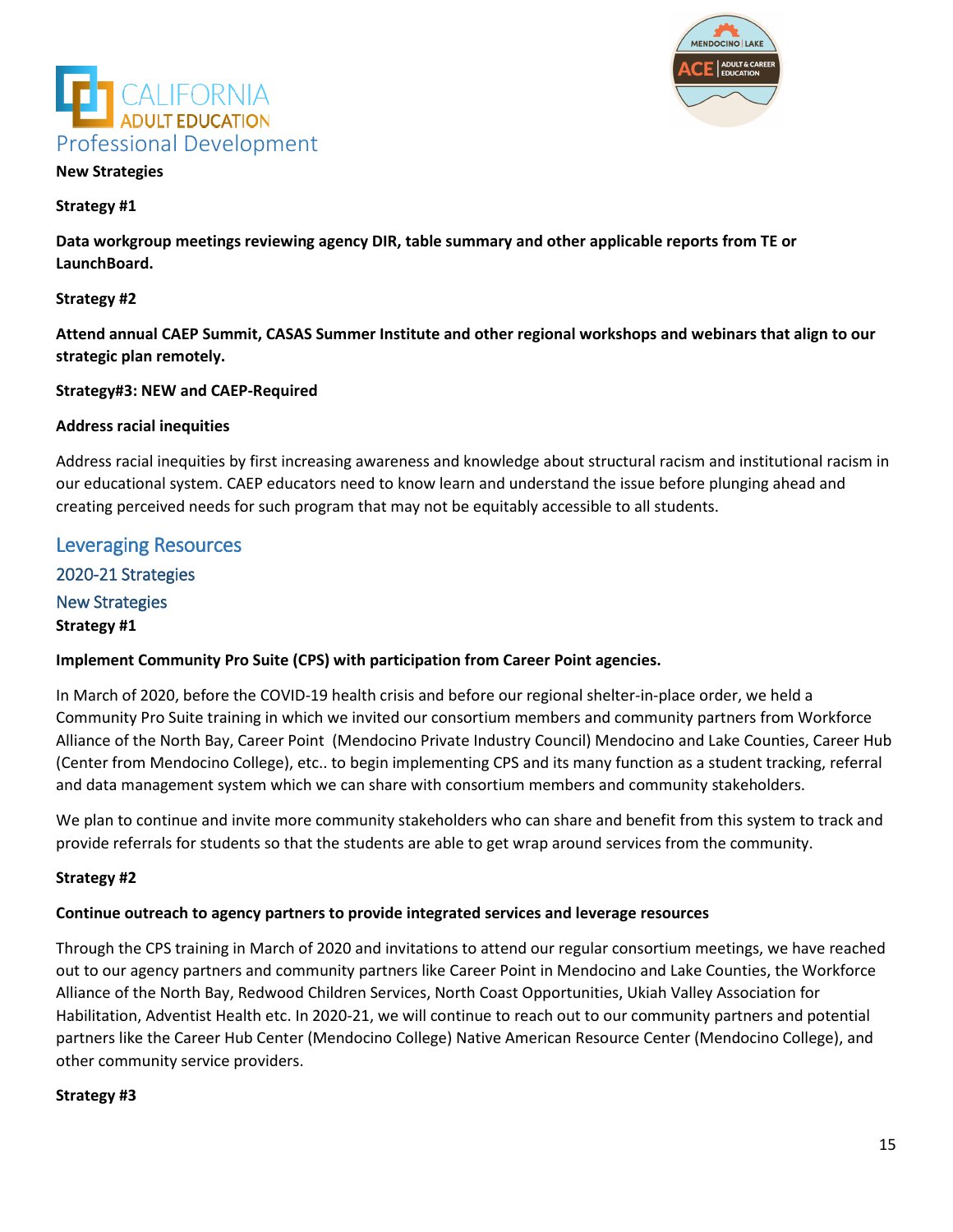## Professional Development

**New Strategies**

**Strategy #1**

**Data workgroup meetings reviewing agency DIR, table summary and other applicable reports from TE or LaunchBoard.**

**Strategy #2**

**Attend annual CAEP Summit, CASAS Summer Institute and other regional workshops and webinars that align to our strategic plan remotely.**

**Strategy#3: NEW and CAEP-Required**

**Address racial inequities**

Address racial inequities by first increasing awareness and knowledge about structural racism and institutional racism in our educational system. CAEP educators need to know learn and understand the issue before plunging ahead and creating perceived needs for such program that may not be equitably accessible to all students.

## Leveraging Resources

### 2020-21 Strategies

### New Strategies

**Strategy #1**

**Implement Community Pro Suite (CPS) with participation from Career Point agencies.**

In March of 2020, before the COVID-19 health crisis and before our regional shelter-in-place order, we held a Community Pro Suite training in which we invited our consortium members and community partners from Workforce Alliance of the North Bay, Career Point (Mendocino Private Industry Council) Mendocino and Lake Counties, Career Hub (Center from Mendocino College), etc.. to begin implementing CPS and its many function as a student tracking, referral and data management system which we can share with consortium members and community stakeholders.

We plan to continue and invite more community stakeholders who can share and benefit from this system to track and provide referrals for students so that the students are able to get wrap around services from the community.

**Strategy #2**

**Continue outreach to agency partners to provide integrated services and leverage resources**

Through the CPS training in March of 2020 and invitations to attend our regular consortium meetings, we have reached out to our agency partners and community partners like Career Point in Mendocino and Lake Counties, the Workforce Alliance of the North Bay, Redwood Children Services, North Coast Opportunities, Ukiah Valley Association for Habilitation, Adventist Health etc. In 2020-21, we will continue to reach out to our community partners and potential partners like the Career Hub Center (Mendocino College) Native American Resource Center (Mendocino College), and other community service providers.

**Strategy #3**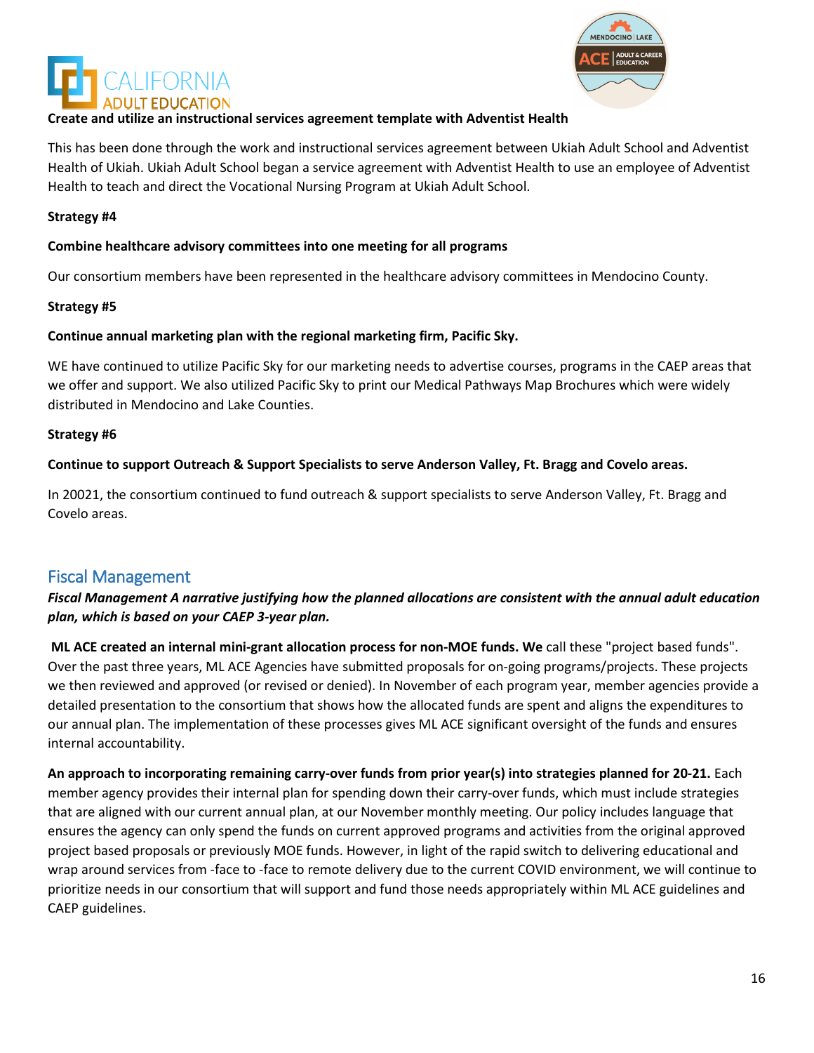**Create and utilize an instructional services agreement template with Adventist Health**

This has been done through the work and instructional services agreement between Ukiah Adult School and Adventist Health of Ukiah. Ukiah Adult School began a service agreement with Adventist Health to use an employee of Adventist Health to teach and direct the Vocational Nursing Program at Ukiah Adult School.

**Strategy #4**

**Combine healthcare advisory committees into one meeting for all programs**

Our consortium members have been represented in the healthcare advisory committees in Mendocino County.

**Strategy #5**

**Continue annual marketing plan with the regional marketing firm, Pacific Sky.**

WE have continued to utilize Pacific Sky for our marketing needs to advertise courses, programs in the CAEP areas that we offer and support. We also utilized Pacific Sky to print our Medical Pathways Map Brochures which were widely distributed in Mendocino and Lake Counties.

**Strategy #6**

**Continue to support Outreach & Support Specialists to serve Anderson Valley, Ft. Bragg and Covelo areas.**

In 20021, the consortium continued to fund outreach & support specialists to serve Anderson Valley, Ft. Bragg and Covelo areas.

## Fiscal Management

***Fiscal Management A narrative justifying how the planned allocations are consistent with the annual adult education plan, which is based on your CAEP 3-year plan.***

**ML ACE created an internal mini-grant allocation process for non-MOE funds. We** call these "project based funds". Over the past three years, ML ACE Agencies have submitted proposals for on-going programs/projects. These projects we then reviewed and approved (or revised or denied). In November of each program year, member agencies provide a detailed presentation to the consortium that shows how the allocated funds are spent and aligns the expenditures to our annual plan. The implementation of these processes gives ML ACE significant oversight of the funds and ensures internal accountability.

**An approach to incorporating remaining carry-over funds from prior year(s) into strategies planned for 20-21.** Each member agency provides their internal plan for spending down their carry-over funds, which must include strategies that are aligned with our current annual plan, at our November monthly meeting. Our policy includes language that ensures the agency can only spend the funds on current approved programs and activities from the original approved project based proposals or previously MOE funds. However, in light of the rapid switch to delivering educational and wrap around services from -face to -face to remote delivery due to the current COVID environment, we will continue to prioritize needs in our consortium that will support and fund those needs appropriately within ML ACE guidelines and CAEP guidelines.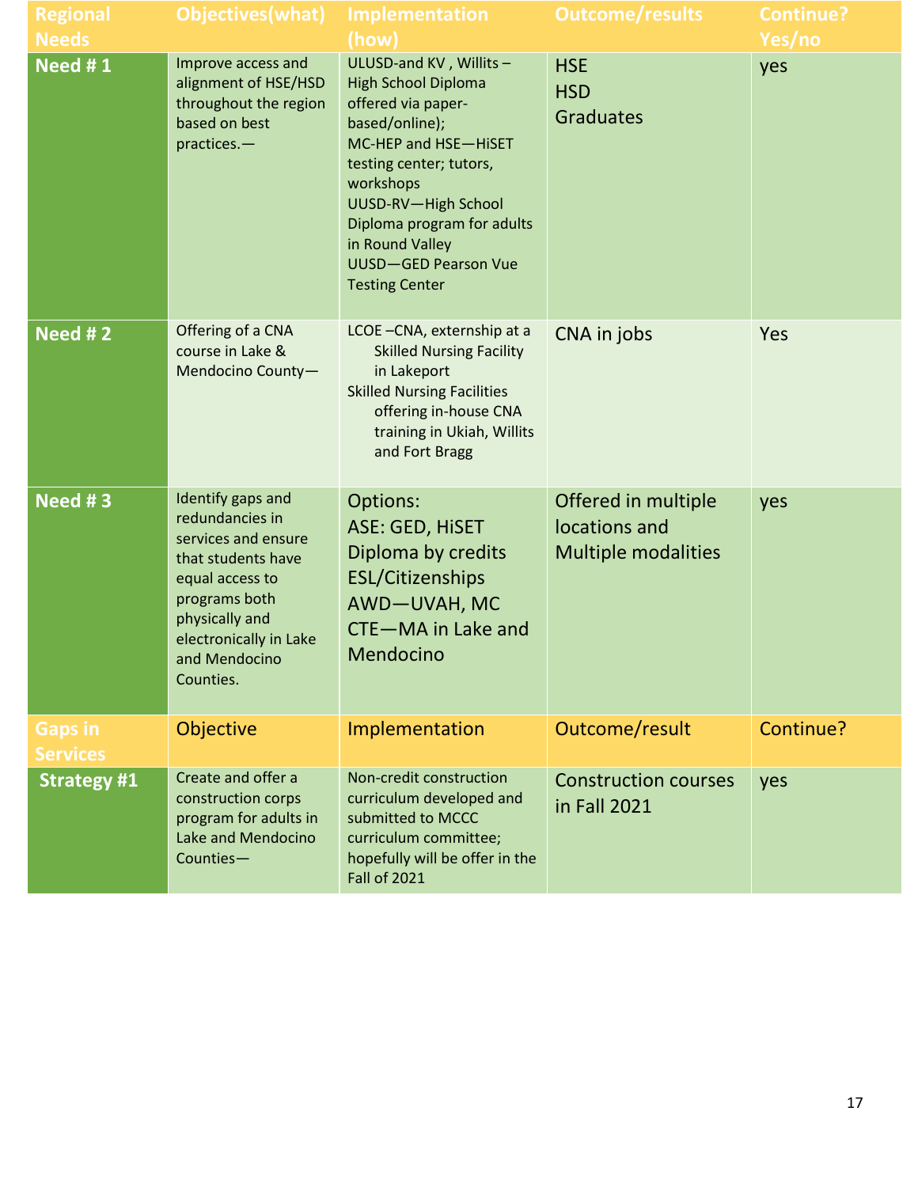| Regional Needs | Objectives(what) | Implementation (how) | Outcome/results | Continue? Yes/no |
|---|---|---|---|---|
| **Need # 1** | Improve access and alignment of HSE/HSD throughout the region based on best practices.— | ULUSD-and KV , Willits –High School Diploma offered via paper-based/online);<br>MC-HEP and HSE—HiSET testing center; tutors, workshops<br>UUSD-RV—High School Diploma program for adults in Round Valley<br>UUSD—GED Pearson Vue Testing Center | HSE<br>HSD<br>Graduates | yes |
| **Need # 2** | Offering of a CNA course in Lake & Mendocino County— | LCOE –CNA, externship at a Skilled Nursing Facility in Lakeport<br>Skilled Nursing Facilities offering in-house CNA training in Ukiah, Willits and Fort Bragg | CNA in jobs | Yes |
| **Need # 3** | Identify gaps and redundancies in services and ensure that students have equal access to programs both physically and electronically in Lake and Mendocino Counties. | Options:<br>ASE: GED, HiSET<br>Diploma by credits<br>ESL/Citizenships<br>AWD—UVAH, MC<br>CTE—MA in Lake and Mendocino | Offered in multiple locations and Multiple modalities | yes |
| **Gaps in Services** | **Objective** | **Implementation** | **Outcome/result** | **Continue?** |
| **Strategy #1** | Create and offer a construction corps program for adults in Lake and Mendocino Counties— | Non-credit construction curriculum developed and submitted to MCCC curriculum committee; hopefully will be offer in the Fall of 2021 | Construction courses in Fall 2021 | yes |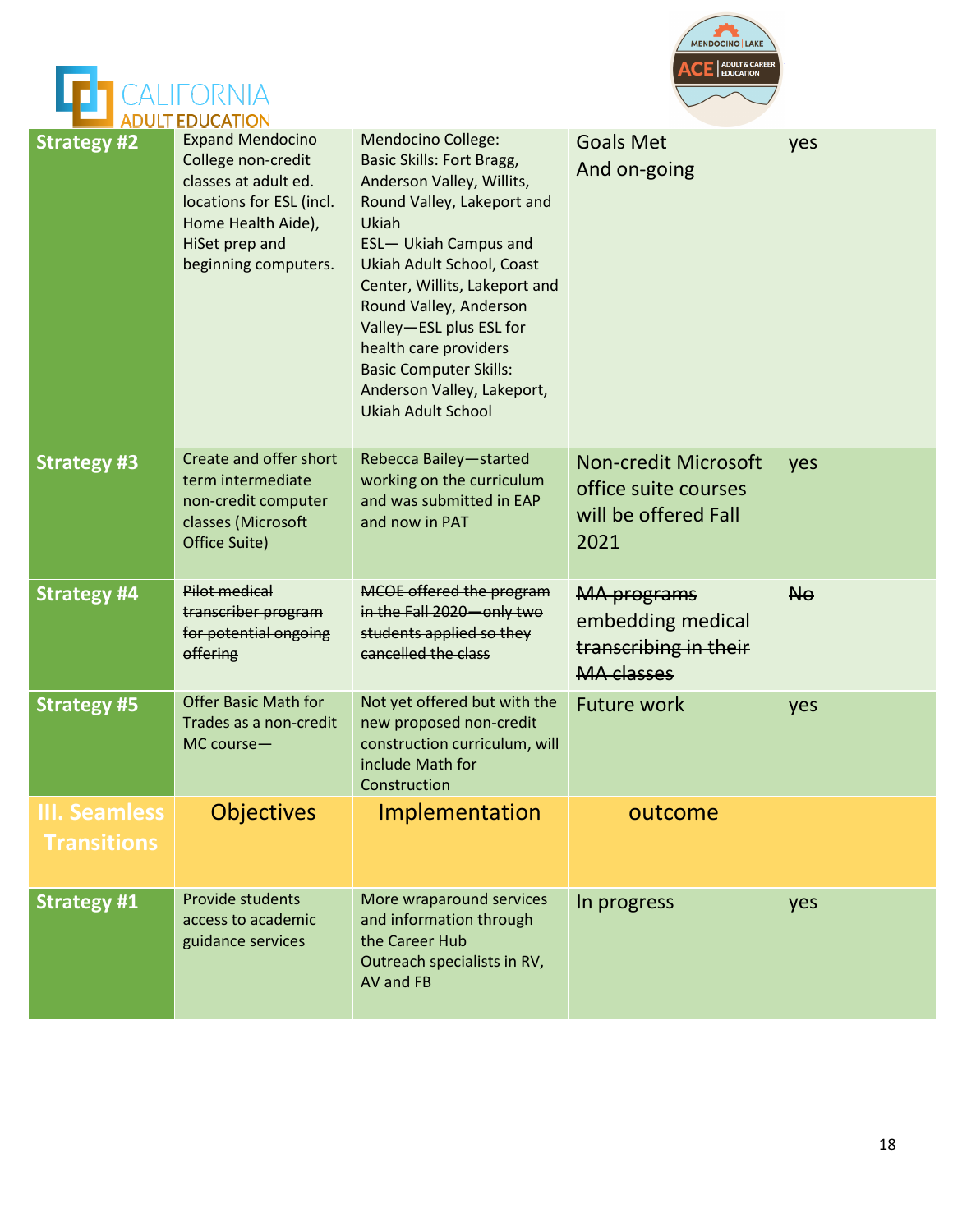| | | | | |
|---|---|---|---|---|
| **Strategy #2** | Expand Mendocino College non-credit classes at adult ed. locations for ESL (incl. Home Health Aide), HiSet prep and beginning computers. | Mendocino College: Basic Skills: Fort Bragg, Anderson Valley, Willits, Round Valley, Lakeport and Ukiah<br>ESL— Ukiah Campus and Ukiah Adult School, Coast Center, Willits, Lakeport and Round Valley, Anderson Valley—ESL plus ESL for health care providers<br>Basic Computer Skills: Anderson Valley, Lakeport, Ukiah Adult School | Goals Met<br>And on-going | yes |
| **Strategy #3** | Create and offer short term intermediate non-credit computer classes (Microsoft Office Suite) | Rebecca Bailey—started working on the curriculum and was submitted in EAP and now in PAT | Non-credit Microsoft office suite courses will be offered Fall 2021 | yes |
| **Strategy #4** | ~~Pilot medical transcriber program for potential ongoing offering~~ | ~~MCOE offered the program in the Fall 2020—only two students applied so they cancelled the class~~ | ~~MA programs embedding medical transcribing in their MA classes~~ | ~~No~~ |
| **Strategy #5** | Offer Basic Math for Trades as a non-credit MC course— | Not yet offered but with the new proposed non-credit construction curriculum, will include Math for Construction | Future work | yes |
| **III. Seamless Transitions** | Objectives | Implementation | outcome | |
| **Strategy #1** | Provide students access to academic guidance services | More wraparound services and information through the Career Hub<br>Outreach specialists in RV, AV and FB | In progress | yes |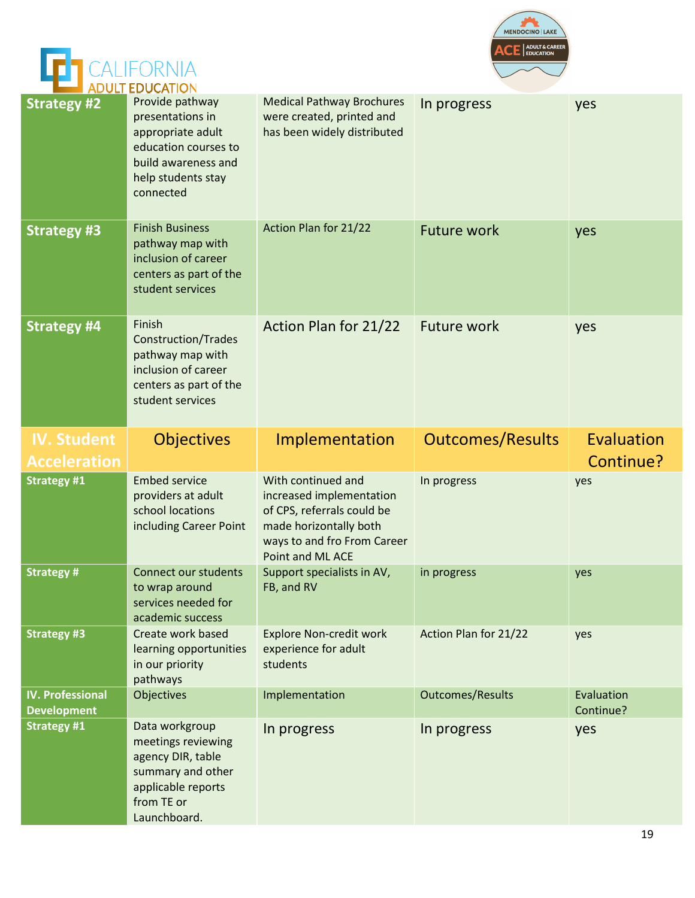| | | | | |
|---|---|---|---|---|
| **Strategy #2** | Provide pathway presentations in appropriate adult education courses to build awareness and help students stay connected | Medical Pathway Brochures were created, printed and has been widely distributed | In progress | yes |
| **Strategy #3** | Finish Business pathway map with inclusion of career centers as part of the student services | Action Plan for 21/22 | Future work | yes |
| **Strategy #4** | Finish Construction/Trades pathway map with inclusion of career centers as part of the student services | Action Plan for 21/22 | Future work | yes |
| **IV. Student Acceleration** | **Objectives** | **Implementation** | **Outcomes/Results** | **Evaluation Continue?** |
| **Strategy #1** | Embed service providers at adult school locations including Career Point | With continued and increased implementation of CPS, referrals could be made horizontally both ways to and fro From Career Point and ML ACE | In progress | yes |
| **Strategy #** | Connect our students to wrap around services needed for academic success | Support specialists in AV, FB, and RV | in progress | yes |
| **Strategy #3** | Create work based learning opportunities in our priority pathways | Explore Non-credit work experience for adult students | Action Plan for 21/22 | yes |
| **IV. Professional Development** | Objectives | Implementation | Outcomes/Results | Evaluation Continue? |
| **Strategy #1** | Data workgroup meetings reviewing agency DIR, table summary and other applicable reports from TE or Launchboard. | In progress | In progress | yes |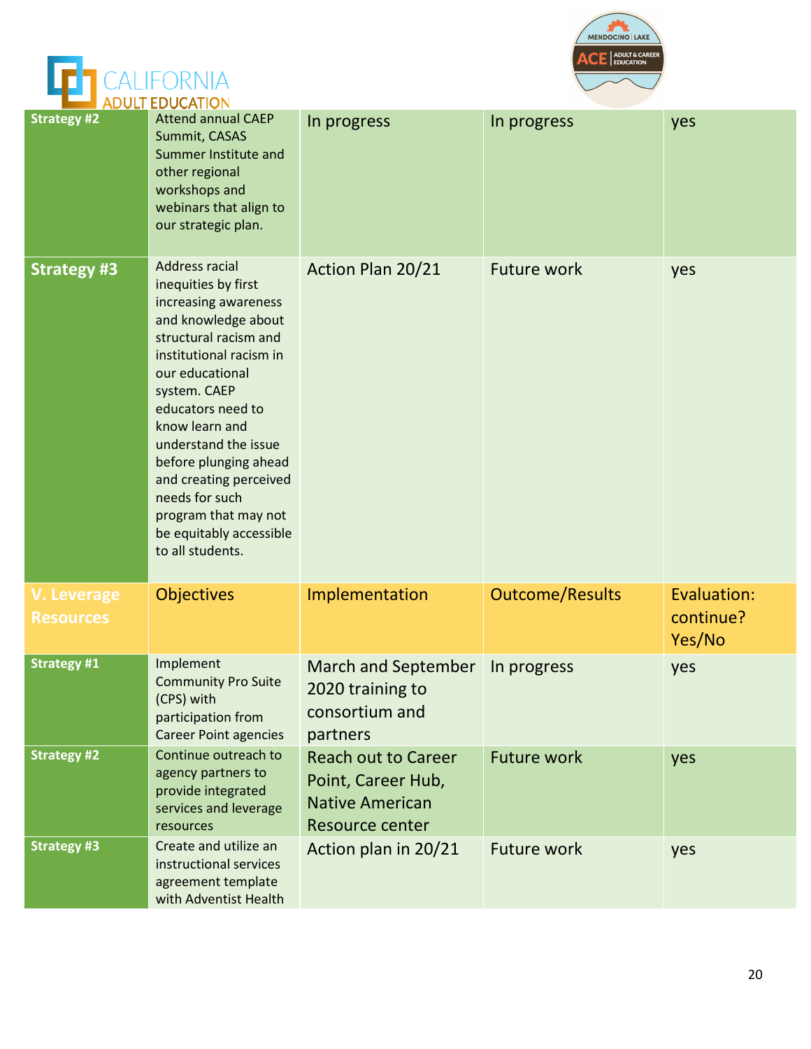| | | | | |
|---|---|---|---|---|
| **Strategy #2** | Attend annual CAEP Summit, CASAS Summer Institute and other regional workshops and webinars that align to our strategic plan. | In progress | In progress | yes |
| **Strategy #3** | Address racial inequities by first increasing awareness and knowledge about structural racism and institutional racism in our educational system. CAEP educators need to know learn and understand the issue before plunging ahead and creating perceived needs for such program that may not be equitably accessible to all students. | Action Plan 20/21 | Future work | yes |
| **V. Leverage Resources** | Objectives | Implementation | Outcome/Results | Evaluation: continue? Yes/No |
| **Strategy #1** | Implement Community Pro Suite (CPS) with participation from Career Point agencies | March and September 2020 training to consortium and partners | In progress | yes |
| **Strategy #2** | Continue outreach to agency partners to provide integrated services and leverage resources | Reach out to Career Point, Career Hub, Native American Resource center | Future work | yes |
| **Strategy #3** | Create and utilize an instructional services agreement template with Adventist Health | Action plan in 20/21 | Future work | yes |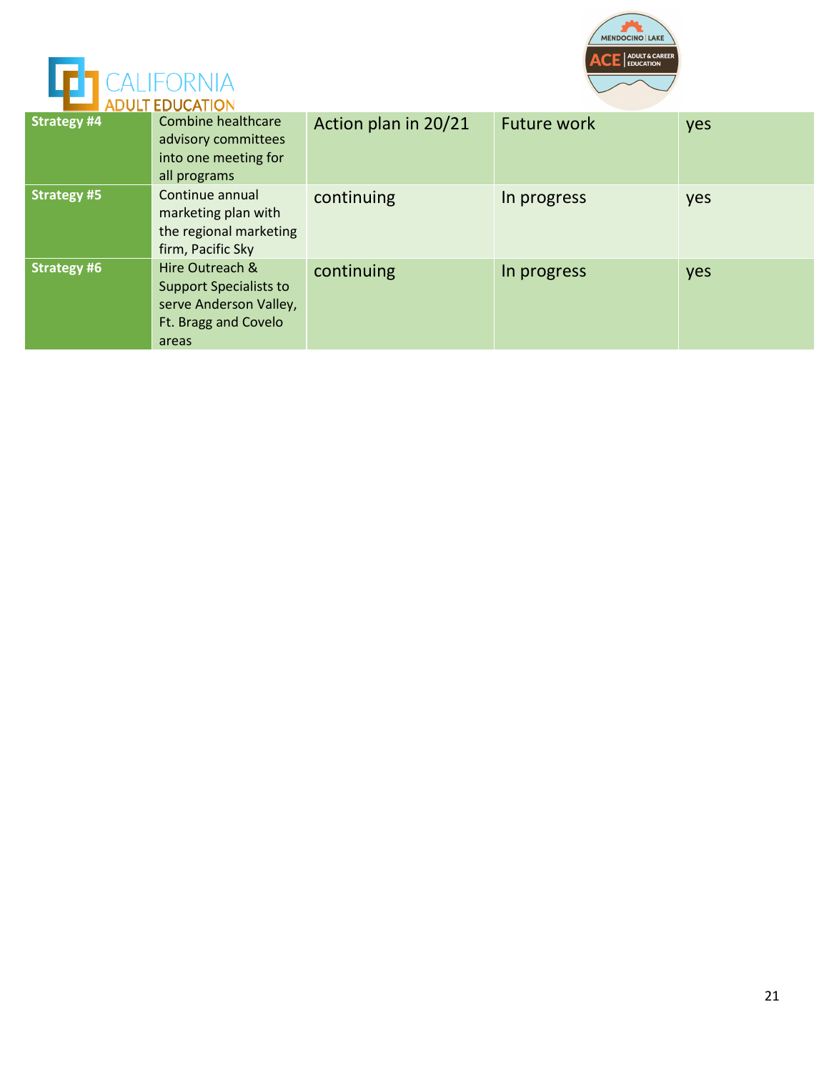| | | | | |
|---|---|---|---|---|
| **Strategy #4** | Combine healthcare advisory committees into one meeting for all programs | Action plan in 20/21 | Future work | yes |
| **Strategy #5** | Continue annual marketing plan with the regional marketing firm, Pacific Sky | continuing | In progress | yes |
| **Strategy #6** | Hire Outreach & Support Specialists to serve Anderson Valley, Ft. Bragg and Covelo areas | continuing | In progress | yes |